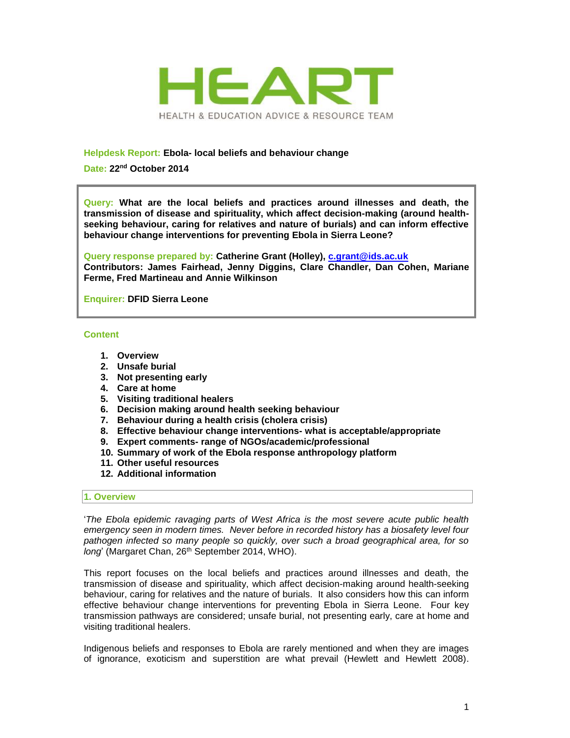# HEART

HEALTH & EDUCATION ADVICE & RESOURCE TEAM

**Helpdesk Report:** **Ebola- local beliefs and behaviour change**

**Date:** **22nd October 2014**

**Query:** **What are the local beliefs and practices around illnesses and death, the transmission of disease and spirituality, which affect decision-making (around health-seeking behaviour, caring for relatives and nature of burials) and can inform effective behaviour change interventions for preventing Ebola in Sierra Leone?**

**Query response prepared by:** **Catherine Grant (Holley), c.grant@ids.ac.uk**
**Contributors: James Fairhead, Jenny Diggins, Clare Chandler, Dan Cohen, Mariane Ferme, Fred Martineau and Annie Wilkinson**

**Enquirer:** **DFID Sierra Leone**

## Content

1. **Overview**
2. **Unsafe burial**
3. **Not presenting early**
4. **Care at home**
5. **Visiting traditional healers**
6. **Decision making around health seeking behaviour**
7. **Behaviour during a health crisis (cholera crisis)**
8. **Effective behaviour change interventions- what is acceptable/appropriate**
9. **Expert comments- range of NGOs/academic/professional**
10. **Summary of work of the Ebola response anthropology platform**
11. **Other useful resources**
12. **Additional information**

## 1. Overview

'*The Ebola epidemic ravaging parts of West Africa is the most severe acute public health emergency seen in modern times. Never before in recorded history has a biosafety level four pathogen infected so many people so quickly, over such a broad geographical area, for so long*' (Margaret Chan, 26th September 2014, WHO).

This report focuses on the local beliefs and practices around illnesses and death, the transmission of disease and spirituality, which affect decision-making around health-seeking behaviour, caring for relatives and the nature of burials. It also considers how this can inform effective behaviour change interventions for preventing Ebola in Sierra Leone. Four key transmission pathways are considered; unsafe burial, not presenting early, care at home and visiting traditional healers.

Indigenous beliefs and responses to Ebola are rarely mentioned and when they are images of ignorance, exoticism and superstition are what prevail (Hewlett and Hewlett 2008).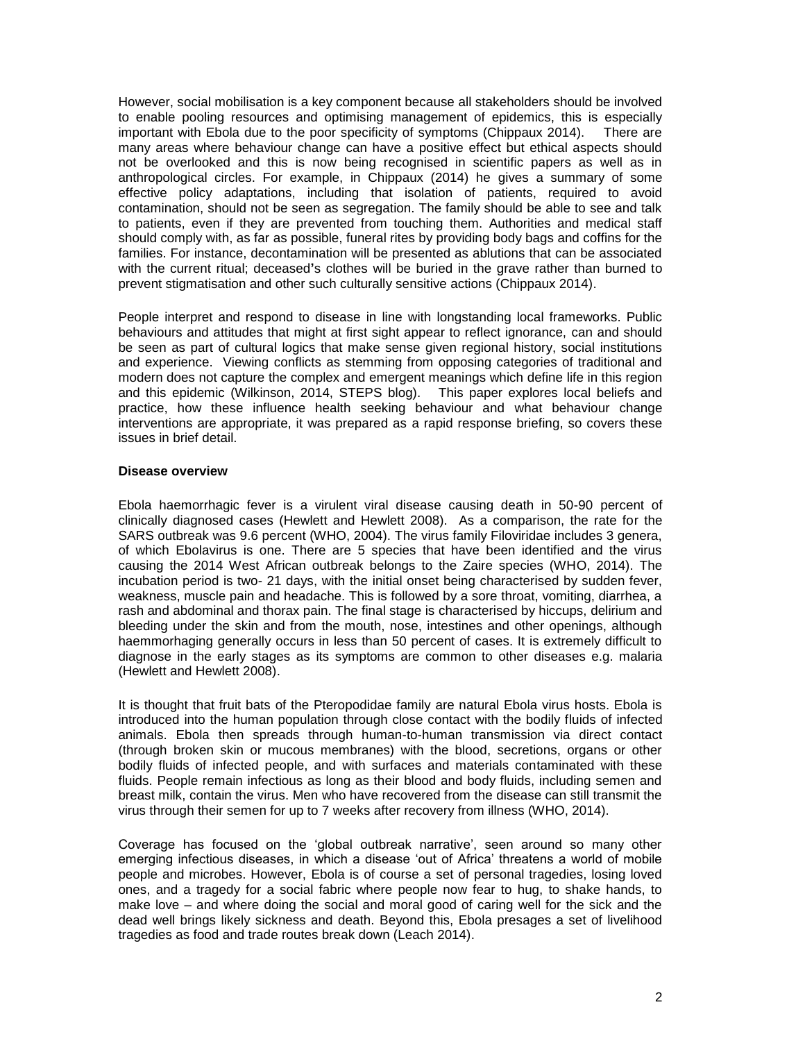However, social mobilisation is a key component because all stakeholders should be involved to enable pooling resources and optimising management of epidemics, this is especially important with Ebola due to the poor specificity of symptoms (Chippaux 2014). There are many areas where behaviour change can have a positive effect but ethical aspects should not be overlooked and this is now being recognised in scientific papers as well as in anthropological circles. For example, in Chippaux (2014) he gives a summary of some effective policy adaptations, including that isolation of patients, required to avoid contamination, should not be seen as segregation. The family should be able to see and talk to patients, even if they are prevented from touching them. Authorities and medical staff should comply with, as far as possible, funeral rites by providing body bags and coffins for the families. For instance, decontamination will be presented as ablutions that can be associated with the current ritual; deceased's clothes will be buried in the grave rather than burned to prevent stigmatisation and other such culturally sensitive actions (Chippaux 2014).

People interpret and respond to disease in line with longstanding local frameworks. Public behaviours and attitudes that might at first sight appear to reflect ignorance, can and should be seen as part of cultural logics that make sense given regional history, social institutions and experience. Viewing conflicts as stemming from opposing categories of traditional and modern does not capture the complex and emergent meanings which define life in this region and this epidemic (Wilkinson, 2014, STEPS blog). This paper explores local beliefs and practice, how these influence health seeking behaviour and what behaviour change interventions are appropriate, it was prepared as a rapid response briefing, so covers these issues in brief detail.

**Disease overview**

Ebola haemorrhagic fever is a virulent viral disease causing death in 50-90 percent of clinically diagnosed cases (Hewlett and Hewlett 2008). As a comparison, the rate for the SARS outbreak was 9.6 percent (WHO, 2004). The virus family Filoviridae includes 3 genera, of which Ebolavirus is one. There are 5 species that have been identified and the virus causing the 2014 West African outbreak belongs to the Zaire species (WHO, 2014). The incubation period is two- 21 days, with the initial onset being characterised by sudden fever, weakness, muscle pain and headache. This is followed by a sore throat, vomiting, diarrhea, a rash and abdominal and thorax pain. The final stage is characterised by hiccups, delirium and bleeding under the skin and from the mouth, nose, intestines and other openings, although haemmorhaging generally occurs in less than 50 percent of cases. It is extremely difficult to diagnose in the early stages as its symptoms are common to other diseases e.g. malaria (Hewlett and Hewlett 2008).

It is thought that fruit bats of the Pteropodidae family are natural Ebola virus hosts. Ebola is introduced into the human population through close contact with the bodily fluids of infected animals. Ebola then spreads through human-to-human transmission via direct contact (through broken skin or mucous membranes) with the blood, secretions, organs or other bodily fluids of infected people, and with surfaces and materials contaminated with these fluids. People remain infectious as long as their blood and body fluids, including semen and breast milk, contain the virus. Men who have recovered from the disease can still transmit the virus through their semen for up to 7 weeks after recovery from illness (WHO, 2014).

Coverage has focused on the 'global outbreak narrative', seen around so many other emerging infectious diseases, in which a disease 'out of Africa' threatens a world of mobile people and microbes. However, Ebola is of course a set of personal tragedies, losing loved ones, and a tragedy for a social fabric where people now fear to hug, to shake hands, to make love – and where doing the social and moral good of caring well for the sick and the dead well brings likely sickness and death. Beyond this, Ebola presages a set of livelihood tragedies as food and trade routes break down (Leach 2014).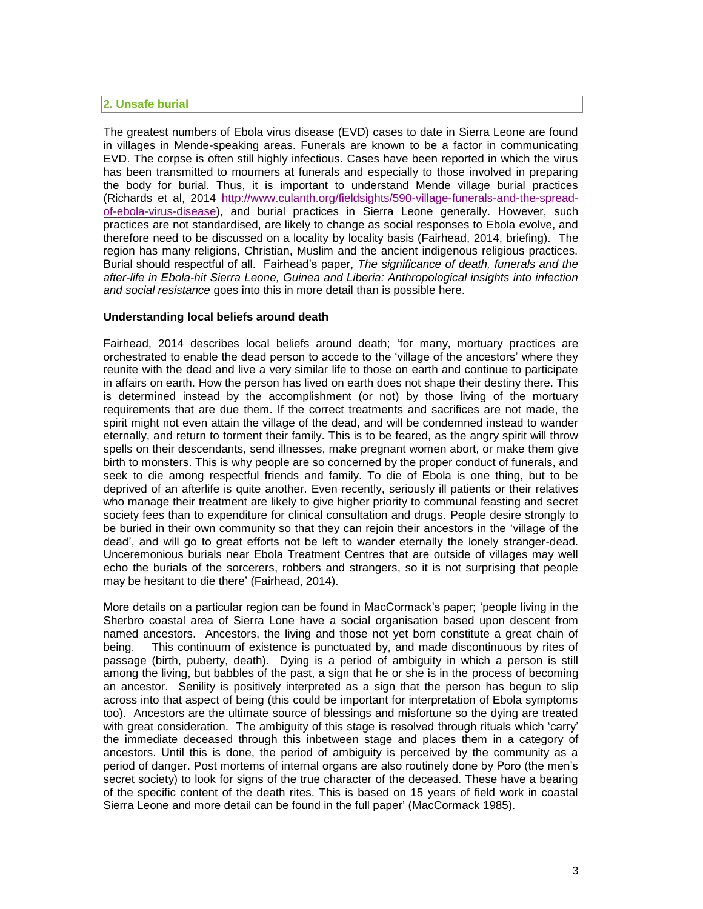## 2. Unsafe burial

The greatest numbers of Ebola virus disease (EVD) cases to date in Sierra Leone are found in villages in Mende-speaking areas. Funerals are known to be a factor in communicating EVD. The corpse is often still highly infectious. Cases have been reported in which the virus has been transmitted to mourners at funerals and especially to those involved in preparing the body for burial. Thus, it is important to understand Mende village burial practices (Richards et al, 2014 [http://www.culanth.org/fieldsights/590-village-funerals-and-the-spread-of-ebola-virus-disease](http://www.culanth.org/fieldsights/590-village-funerals-and-the-spread-of-ebola-virus-disease)), and burial practices in Sierra Leone generally. However, such practices are not standardised, are likely to change as social responses to Ebola evolve, and therefore need to be discussed on a locality by locality basis (Fairhead, 2014, briefing). The region has many religions, Christian, Muslim and the ancient indigenous religious practices. Burial should respectful of all. Fairhead's paper, *The significance of death, funerals and the after-life in Ebola-hit Sierra Leone, Guinea and Liberia: Anthropological insights into infection and social resistance* goes into this in more detail than is possible here.

### Understanding local beliefs around death

Fairhead, 2014 describes local beliefs around death; 'for many, mortuary practices are orchestrated to enable the dead person to accede to the 'village of the ancestors' where they reunite with the dead and live a very similar life to those on earth and continue to participate in affairs on earth. How the person has lived on earth does not shape their destiny there. This is determined instead by the accomplishment (or not) by those living of the mortuary requirements that are due them. If the correct treatments and sacrifices are not made, the spirit might not even attain the village of the dead, and will be condemned instead to wander eternally, and return to torment their family. This is to be feared, as the angry spirit will throw spells on their descendants, send illnesses, make pregnant women abort, or make them give birth to monsters. This is why people are so concerned by the proper conduct of funerals, and seek to die among respectful friends and family. To die of Ebola is one thing, but to be deprived of an afterlife is quite another. Even recently, seriously ill patients or their relatives who manage their treatment are likely to give higher priority to communal feasting and secret society fees than to expenditure for clinical consultation and drugs. People desire strongly to be buried in their own community so that they can rejoin their ancestors in the 'village of the dead', and will go to great efforts not be left to wander eternally the lonely stranger-dead. Unceremonious burials near Ebola Treatment Centres that are outside of villages may well echo the burials of the sorcerers, robbers and strangers, so it is not surprising that people may be hesitant to die there' (Fairhead, 2014).

More details on a particular region can be found in MacCormack's paper; 'people living in the Sherbro coastal area of Sierra Lone have a social organisation based upon descent from named ancestors. Ancestors, the living and those not yet born constitute a great chain of being. This continuum of existence is punctuated by, and made discontinuous by rites of passage (birth, puberty, death). Dying is a period of ambiguity in which a person is still among the living, but babbles of the past, a sign that he or she is in the process of becoming an ancestor. Senility is positively interpreted as a sign that the person has begun to slip across into that aspect of being (this could be important for interpretation of Ebola symptoms too). Ancestors are the ultimate source of blessings and misfortune so the dying are treated with great consideration. The ambiguity of this stage is resolved through rituals which 'carry' the immediate deceased through this inbetween stage and places them in a category of ancestors. Until this is done, the period of ambiguity is perceived by the community as a period of danger. Post mortems of internal organs are also routinely done by Poro (the men's secret society) to look for signs of the true character of the deceased. These have a bearing of the specific content of the death rites. This is based on 15 years of field work in coastal Sierra Leone and more detail can be found in the full paper' (MacCormack 1985).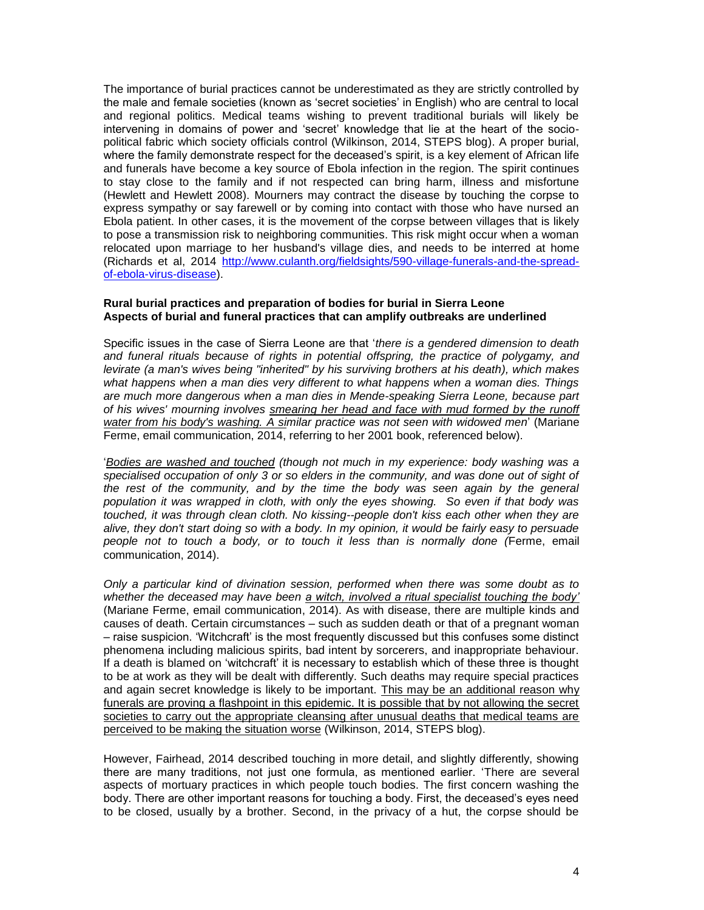The importance of burial practices cannot be underestimated as they are strictly controlled by the male and female societies (known as 'secret societies' in English) who are central to local and regional politics. Medical teams wishing to prevent traditional burials will likely be intervening in domains of power and 'secret' knowledge that lie at the heart of the socio-political fabric which society officials control (Wilkinson, 2014, STEPS blog). A proper burial, where the family demonstrate respect for the deceased's spirit, is a key element of African life and funerals have become a key source of Ebola infection in the region. The spirit continues to stay close to the family and if not respected can bring harm, illness and misfortune (Hewlett and Hewlett 2008). Mourners may contract the disease by touching the corpse to express sympathy or say farewell or by coming into contact with those who have nursed an Ebola patient. In other cases, it is the movement of the corpse between villages that is likely to pose a transmission risk to neighboring communities. This risk might occur when a woman relocated upon marriage to her husband's village dies, and needs to be interred at home (Richards et al, 2014 [http://www.culanth.org/fieldsights/590-village-funerals-and-the-spread-of-ebola-virus-disease](http://www.culanth.org/fieldsights/590-village-funerals-and-the-spread-of-ebola-virus-disease)).

**Rural burial practices and preparation of bodies for burial in Sierra Leone**
**Aspects of burial and funeral practices that can amplify outbreaks are underlined**

Specific issues in the case of Sierra Leone are that '*there is a gendered dimension to death and funeral rituals because of rights in potential offspring, the practice of polygamy, and levirate (a man's wives being "inherited" by his surviving brothers at his death), which makes what happens when a man dies very different to what happens when a woman dies. Things are much more dangerous when a man dies in Mende-speaking Sierra Leone, because part of his wives' mourning involves <u>smearing her head and face with mud formed by the runoff water from his body's washing. A si</u>milar practice was not seen with widowed men*' (Mariane Ferme, email communication, 2014, referring to her 2001 book, referenced below).

'*<u>Bodies are washed and touched</u> (though not much in my experience: body washing was a specialised occupation of only 3 or so elders in the community, and was done out of sight of the rest of the community, and by the time the body was seen again by the general population it was wrapped in cloth, with only the eyes showing. So even if that body was touched, it was through clean cloth. No kissing--people don't kiss each other when they are alive, they don't start doing so with a body. In my opinion, it would be fairly easy to persuade people not to touch a body, or to touch it less than is normally done (*Ferme, email communication, 2014).

*Only a particular kind of divination session, performed when there was some doubt as to whether the deceased may have been <u>a witch, involved a ritual specialist touching the body</u>'* (Mariane Ferme, email communication, 2014). As with disease, there are multiple kinds and causes of death. Certain circumstances – such as sudden death or that of a pregnant woman – raise suspicion. 'Witchcraft' is the most frequently discussed but this confuses some distinct phenomena including malicious spirits, bad intent by sorcerers, and inappropriate behaviour. If a death is blamed on 'witchcraft' it is necessary to establish which of these three is thought to be at work as they will be dealt with differently. Such deaths may require special practices and again secret knowledge is likely to be important. <u>This may be an additional reason why funerals are proving a flashpoint in this epidemic. It is possible that by not allowing the secret societies to carry out the appropriate cleansing after unusual deaths that medical teams are perceived to be making the situation worse</u> (Wilkinson, 2014, STEPS blog).

However, Fairhead, 2014 described touching in more detail, and slightly differently, showing there are many traditions, not just one formula, as mentioned earlier. 'There are several aspects of mortuary practices in which people touch bodies. The first concern washing the body. There are other important reasons for touching a body. First, the deceased's eyes need to be closed, usually by a brother. Second, in the privacy of a hut, the corpse should be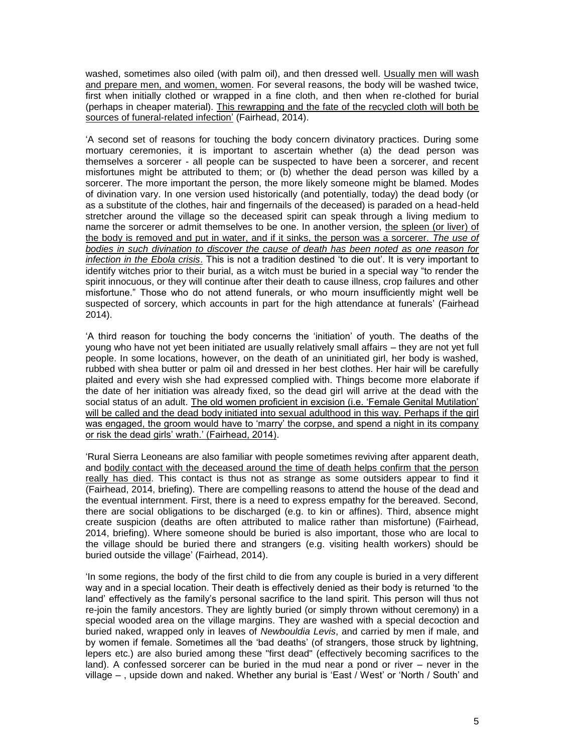washed, sometimes also oiled (with palm oil), and then dressed well. Usually men will wash and prepare men, and women, women. For several reasons, the body will be washed twice, first when initially clothed or wrapped in a fine cloth, and then when re-clothed for burial (perhaps in cheaper material). This rewrapping and the fate of the recycled cloth will both be sources of funeral-related infection' (Fairhead, 2014).

'A second set of reasons for touching the body concern divinatory practices. During some mortuary ceremonies, it is important to ascertain whether (a) the dead person was themselves a sorcerer - all people can be suspected to have been a sorcerer, and recent misfortunes might be attributed to them; or (b) whether the dead person was killed by a sorcerer. The more important the person, the more likely someone might be blamed. Modes of divination vary. In one version used historically (and potentially, today) the dead body (or as a substitute of the clothes, hair and fingernails of the deceased) is paraded on a head-held stretcher around the village so the deceased spirit can speak through a living medium to name the sorcerer or admit themselves to be one. In another version, the spleen (or liver) of the body is removed and put in water, and if it sinks, the person was a sorcerer. *The use of bodies in such divination to discover the cause of death has been noted as one reason for infection in the Ebola crisis*. This is not a tradition destined 'to die out'. It is very important to identify witches prior to their burial, as a witch must be buried in a special way "to render the spirit innocuous, or they will continue after their death to cause illness, crop failures and other misfortune." Those who do not attend funerals, or who mourn insufficiently might well be suspected of sorcery, which accounts in part for the high attendance at funerals' (Fairhead 2014).

'A third reason for touching the body concerns the 'initiation' of youth. The deaths of the young who have not yet been initiated are usually relatively small affairs – they are not yet full people. In some locations, however, on the death of an uninitiated girl, her body is washed, rubbed with shea butter or palm oil and dressed in her best clothes. Her hair will be carefully plaited and every wish she had expressed complied with. Things become more elaborate if the date of her initiation was already fixed, so the dead girl will arrive at the dead with the social status of an adult. The old women proficient in excision (i.e. 'Female Genital Mutilation' will be called and the dead body initiated into sexual adulthood in this way. Perhaps if the girl was engaged, the groom would have to 'marry' the corpse, and spend a night in its company or risk the dead girls' wrath.' (Fairhead, 2014).

'Rural Sierra Leoneans are also familiar with people sometimes reviving after apparent death, and bodily contact with the deceased around the time of death helps confirm that the person really has died. This contact is thus not as strange as some outsiders appear to find it (Fairhead, 2014, briefing). There are compelling reasons to attend the house of the dead and the eventual internment. First, there is a need to express empathy for the bereaved. Second, there are social obligations to be discharged (e.g. to kin or affines). Third, absence might create suspicion (deaths are often attributed to malice rather than misfortune) (Fairhead, 2014, briefing). Where someone should be buried is also important, those who are local to the village should be buried there and strangers (e.g. visiting health workers) should be buried outside the village' (Fairhead, 2014).

'In some regions, the body of the first child to die from any couple is buried in a very different way and in a special location. Their death is effectively denied as their body is returned 'to the land' effectively as the family's personal sacrifice to the land spirit. This person will thus not re-join the family ancestors. They are lightly buried (or simply thrown without ceremony) in a special wooded area on the village margins. They are washed with a special decoction and buried naked, wrapped only in leaves of *Newbouldia Levis*, and carried by men if male, and by women if female. Sometimes all the 'bad deaths' (of strangers, those struck by lightning, lepers etc.) are also buried among these "first dead" (effectively becoming sacrifices to the land). A confessed sorcerer can be buried in the mud near a pond or river – never in the village – , upside down and naked. Whether any burial is 'East / West' or 'North / South' and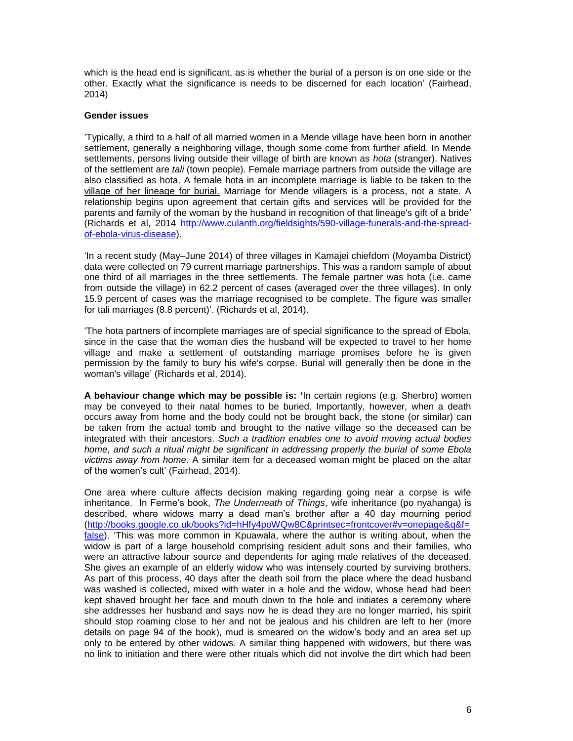which is the head end is significant, as is whether the burial of a person is on one side or the other. Exactly what the significance is needs to be discerned for each location' (Fairhead, 2014)

**Gender issues**

'Typically, a third to a half of all married women in a Mende village have been born in another settlement, generally a neighboring village, though some come from further afield. In Mende settlements, persons living outside their village of birth are known as *hota* (stranger). Natives of the settlement are *tali* (town people). Female marriage partners from outside the village are also classified as hota. A female hota in an incomplete marriage is liable to be taken to the village of her lineage for burial. Marriage for Mende villagers is a process, not a state. A relationship begins upon agreement that certain gifts and services will be provided for the parents and family of the woman by the husband in recognition of that lineage's gift of a bride' (Richards et al, 2014 http://www.culanth.org/fieldsights/590-village-funerals-and-the-spread-of-ebola-virus-disease).

'In a recent study (May–June 2014) of three villages in Kamajei chiefdom (Moyamba District) data were collected on 79 current marriage partnerships. This was a random sample of about one third of all marriages in the three settlements. The female partner was hota (i.e. came from outside the village) in 62.2 percent of cases (averaged over the three villages). In only 15.9 percent of cases was the marriage recognised to be complete. The figure was smaller for tali marriages (8.8 percent)'. (Richards et al, 2014).

'The hota partners of incomplete marriages are of special significance to the spread of Ebola, since in the case that the woman dies the husband will be expected to travel to her home village and make a settlement of outstanding marriage promises before he is given permission by the family to bury his wife's corpse. Burial will generally then be done in the woman's village' (Richards et al, 2014).

**A behaviour change which may be possible is: '**In certain regions (e.g. Sherbro) women may be conveyed to their natal homes to be buried. Importantly, however, when a death occurs away from home and the body could not be brought back, the stone (or similar) can be taken from the actual tomb and brought to the native village so the deceased can be integrated with their ancestors. *Such a tradition enables one to avoid moving actual bodies home, and such a ritual might be significant in addressing properly the burial of some Ebola victims away from home*. A similar item for a deceased woman might be placed on the altar of the women's cult' (Fairhead, 2014).

One area where culture affects decision making regarding going near a corpse is wife inheritance. In Ferme's book, *The Underneath of Things*, wife inheritance (po nyahanga) is described, where widows marry a dead man's brother after a 40 day mourning period (http://books.google.co.uk/books?id=hHfy4poWQw8C&printsec=frontcover#v=onepage&q&f=false). 'This was more common in Kpuawala, where the author is writing about, when the widow is part of a large household comprising resident adult sons and their families, who were an attractive labour source and dependents for aging male relatives of the deceased. She gives an example of an elderly widow who was intensely courted by surviving brothers. As part of this process, 40 days after the death soil from the place where the dead husband was washed is collected, mixed with water in a hole and the widow, whose head had been kept shaved brought her face and mouth down to the hole and initiates a ceremony where she addresses her husband and says now he is dead they are no longer married, his spirit should stop roaming close to her and not be jealous and his children are left to her (more details on page 94 of the book), mud is smeared on the widow's body and an area set up only to be entered by other widows. A similar thing happened with widowers, but there was no link to initiation and there were other rituals which did not involve the dirt which had been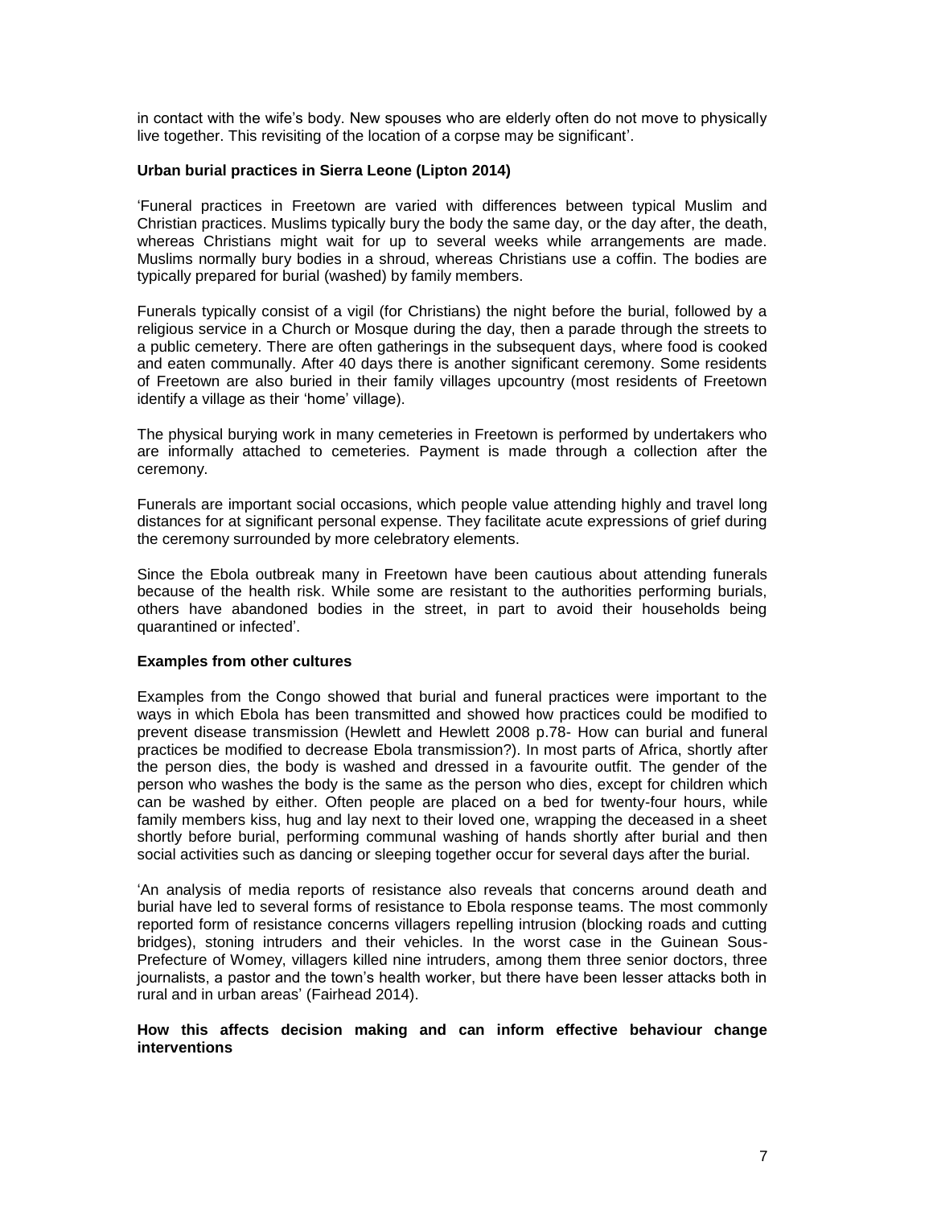in contact with the wife's body. New spouses who are elderly often do not move to physically live together. This revisiting of the location of a corpse may be significant'.

**Urban burial practices in Sierra Leone (Lipton 2014)**

'Funeral practices in Freetown are varied with differences between typical Muslim and Christian practices. Muslims typically bury the body the same day, or the day after, the death, whereas Christians might wait for up to several weeks while arrangements are made. Muslims normally bury bodies in a shroud, whereas Christians use a coffin. The bodies are typically prepared for burial (washed) by family members.

Funerals typically consist of a vigil (for Christians) the night before the burial, followed by a religious service in a Church or Mosque during the day, then a parade through the streets to a public cemetery. There are often gatherings in the subsequent days, where food is cooked and eaten communally. After 40 days there is another significant ceremony. Some residents of Freetown are also buried in their family villages upcountry (most residents of Freetown identify a village as their 'home' village).

The physical burying work in many cemeteries in Freetown is performed by undertakers who are informally attached to cemeteries. Payment is made through a collection after the ceremony.

Funerals are important social occasions, which people value attending highly and travel long distances for at significant personal expense. They facilitate acute expressions of grief during the ceremony surrounded by more celebratory elements.

Since the Ebola outbreak many in Freetown have been cautious about attending funerals because of the health risk. While some are resistant to the authorities performing burials, others have abandoned bodies in the street, in part to avoid their households being quarantined or infected'.

**Examples from other cultures**

Examples from the Congo showed that burial and funeral practices were important to the ways in which Ebola has been transmitted and showed how practices could be modified to prevent disease transmission (Hewlett and Hewlett 2008 p.78- How can burial and funeral practices be modified to decrease Ebola transmission?). In most parts of Africa, shortly after the person dies, the body is washed and dressed in a favourite outfit. The gender of the person who washes the body is the same as the person who dies, except for children which can be washed by either. Often people are placed on a bed for twenty-four hours, while family members kiss, hug and lay next to their loved one, wrapping the deceased in a sheet shortly before burial, performing communal washing of hands shortly after burial and then social activities such as dancing or sleeping together occur for several days after the burial.

'An analysis of media reports of resistance also reveals that concerns around death and burial have led to several forms of resistance to Ebola response teams. The most commonly reported form of resistance concerns villagers repelling intrusion (blocking roads and cutting bridges), stoning intruders and their vehicles. In the worst case in the Guinean Sous-Prefecture of Womey, villagers killed nine intruders, among them three senior doctors, three journalists, a pastor and the town's health worker, but there have been lesser attacks both in rural and in urban areas' (Fairhead 2014).

**How this affects decision making and can inform effective behaviour change interventions**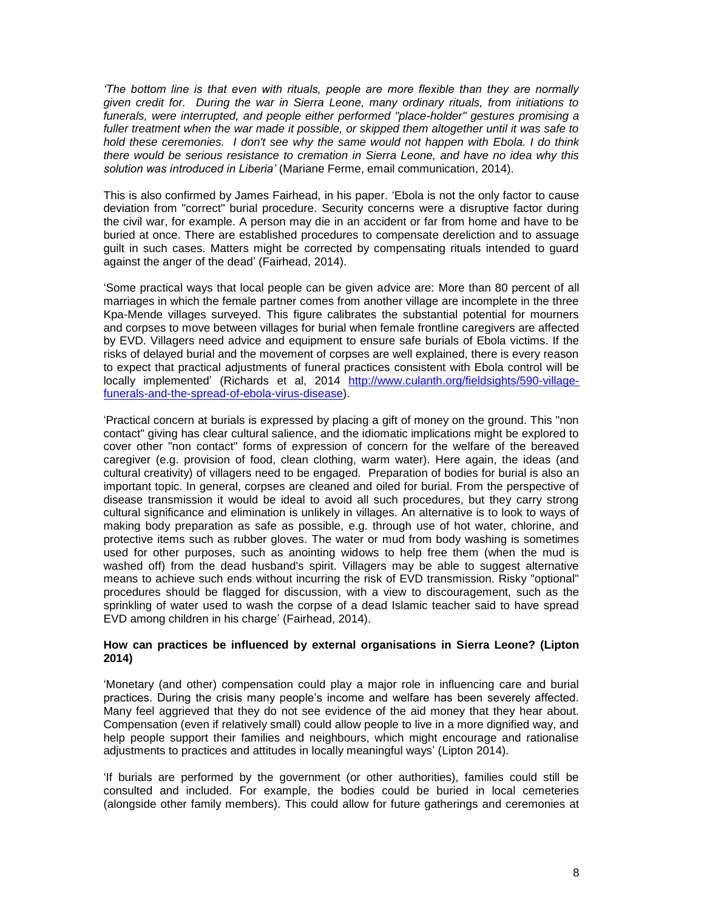*'The bottom line is that even with rituals, people are more flexible than they are normally given credit for. During the war in Sierra Leone, many ordinary rituals, from initiations to funerals, were interrupted, and people either performed "place-holder" gestures promising a fuller treatment when the war made it possible, or skipped them altogether until it was safe to hold these ceremonies. I don't see why the same would not happen with Ebola. I do think there would be serious resistance to cremation in Sierra Leone, and have no idea why this solution was introduced in Liberia'* (Mariane Ferme, email communication, 2014).

This is also confirmed by James Fairhead, in his paper. 'Ebola is not the only factor to cause deviation from "correct" burial procedure. Security concerns were a disruptive factor during the civil war, for example. A person may die in an accident or far from home and have to be buried at once. There are established procedures to compensate dereliction and to assuage guilt in such cases. Matters might be corrected by compensating rituals intended to guard against the anger of the dead' (Fairhead, 2014).

'Some practical ways that local people can be given advice are: More than 80 percent of all marriages in which the female partner comes from another village are incomplete in the three Kpa-Mende villages surveyed. This figure calibrates the substantial potential for mourners and corpses to move between villages for burial when female frontline caregivers are affected by EVD. Villagers need advice and equipment to ensure safe burials of Ebola victims. If the risks of delayed burial and the movement of corpses are well explained, there is every reason to expect that practical adjustments of funeral practices consistent with Ebola control will be locally implemented' (Richards et al, 2014 http://www.culanth.org/fieldsights/590-village-funerals-and-the-spread-of-ebola-virus-disease).

'Practical concern at burials is expressed by placing a gift of money on the ground. This "non contact" giving has clear cultural salience, and the idiomatic implications might be explored to cover other "non contact" forms of expression of concern for the welfare of the bereaved caregiver (e.g. provision of food, clean clothing, warm water). Here again, the ideas (and cultural creativity) of villagers need to be engaged. Preparation of bodies for burial is also an important topic. In general, corpses are cleaned and oiled for burial. From the perspective of disease transmission it would be ideal to avoid all such procedures, but they carry strong cultural significance and elimination is unlikely in villages. An alternative is to look to ways of making body preparation as safe as possible, e.g. through use of hot water, chlorine, and protective items such as rubber gloves. The water or mud from body washing is sometimes used for other purposes, such as anointing widows to help free them (when the mud is washed off) from the dead husband's spirit. Villagers may be able to suggest alternative means to achieve such ends without incurring the risk of EVD transmission. Risky "optional" procedures should be flagged for discussion, with a view to discouragement, such as the sprinkling of water used to wash the corpse of a dead Islamic teacher said to have spread EVD among children in his charge' (Fairhead, 2014).

**How can practices be influenced by external organisations in Sierra Leone? (Lipton 2014)**

'Monetary (and other) compensation could play a major role in influencing care and burial practices. During the crisis many people's income and welfare has been severely affected. Many feel aggrieved that they do not see evidence of the aid money that they hear about. Compensation (even if relatively small) could allow people to live in a more dignified way, and help people support their families and neighbours, which might encourage and rationalise adjustments to practices and attitudes in locally meaningful ways' (Lipton 2014).

'If burials are performed by the government (or other authorities), families could still be consulted and included. For example, the bodies could be buried in local cemeteries (alongside other family members). This could allow for future gatherings and ceremonies at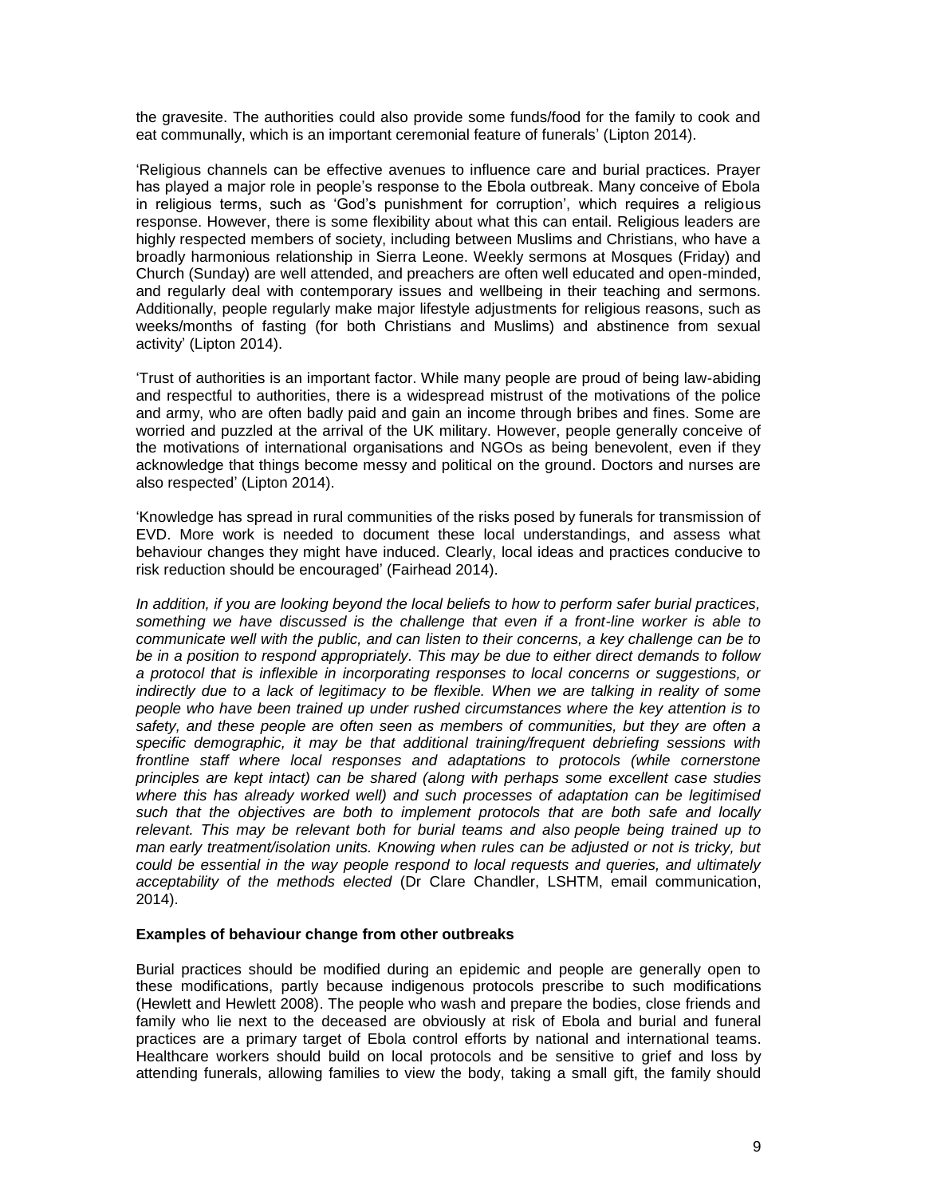the gravesite. The authorities could also provide some funds/food for the family to cook and eat communally, which is an important ceremonial feature of funerals' (Lipton 2014).

'Religious channels can be effective avenues to influence care and burial practices. Prayer has played a major role in people's response to the Ebola outbreak. Many conceive of Ebola in religious terms, such as 'God's punishment for corruption', which requires a religious response. However, there is some flexibility about what this can entail. Religious leaders are highly respected members of society, including between Muslims and Christians, who have a broadly harmonious relationship in Sierra Leone. Weekly sermons at Mosques (Friday) and Church (Sunday) are well attended, and preachers are often well educated and open-minded, and regularly deal with contemporary issues and wellbeing in their teaching and sermons. Additionally, people regularly make major lifestyle adjustments for religious reasons, such as weeks/months of fasting (for both Christians and Muslims) and abstinence from sexual activity' (Lipton 2014).

'Trust of authorities is an important factor. While many people are proud of being law-abiding and respectful to authorities, there is a widespread mistrust of the motivations of the police and army, who are often badly paid and gain an income through bribes and fines. Some are worried and puzzled at the arrival of the UK military. However, people generally conceive of the motivations of international organisations and NGOs as being benevolent, even if they acknowledge that things become messy and political on the ground. Doctors and nurses are also respected' (Lipton 2014).

'Knowledge has spread in rural communities of the risks posed by funerals for transmission of EVD. More work is needed to document these local understandings, and assess what behaviour changes they might have induced. Clearly, local ideas and practices conducive to risk reduction should be encouraged' (Fairhead 2014).

*In addition, if you are looking beyond the local beliefs to how to perform safer burial practices, something we have discussed is the challenge that even if a front-line worker is able to communicate well with the public, and can listen to their concerns, a key challenge can be to be in a position to respond appropriately. This may be due to either direct demands to follow a protocol that is inflexible in incorporating responses to local concerns or suggestions, or indirectly due to a lack of legitimacy to be flexible. When we are talking in reality of some people who have been trained up under rushed circumstances where the key attention is to safety, and these people are often seen as members of communities, but they are often a specific demographic, it may be that additional training/frequent debriefing sessions with frontline staff where local responses and adaptations to protocols (while cornerstone principles are kept intact) can be shared (along with perhaps some excellent case studies where this has already worked well) and such processes of adaptation can be legitimised such that the objectives are both to implement protocols that are both safe and locally relevant. This may be relevant both for burial teams and also people being trained up to man early treatment/isolation units. Knowing when rules can be adjusted or not is tricky, but could be essential in the way people respond to local requests and queries, and ultimately acceptability of the methods elected* (Dr Clare Chandler, LSHTM, email communication, 2014).

**Examples of behaviour change from other outbreaks**

Burial practices should be modified during an epidemic and people are generally open to these modifications, partly because indigenous protocols prescribe to such modifications (Hewlett and Hewlett 2008). The people who wash and prepare the bodies, close friends and family who lie next to the deceased are obviously at risk of Ebola and burial and funeral practices are a primary target of Ebola control efforts by national and international teams. Healthcare workers should build on local protocols and be sensitive to grief and loss by attending funerals, allowing families to view the body, taking a small gift, the family should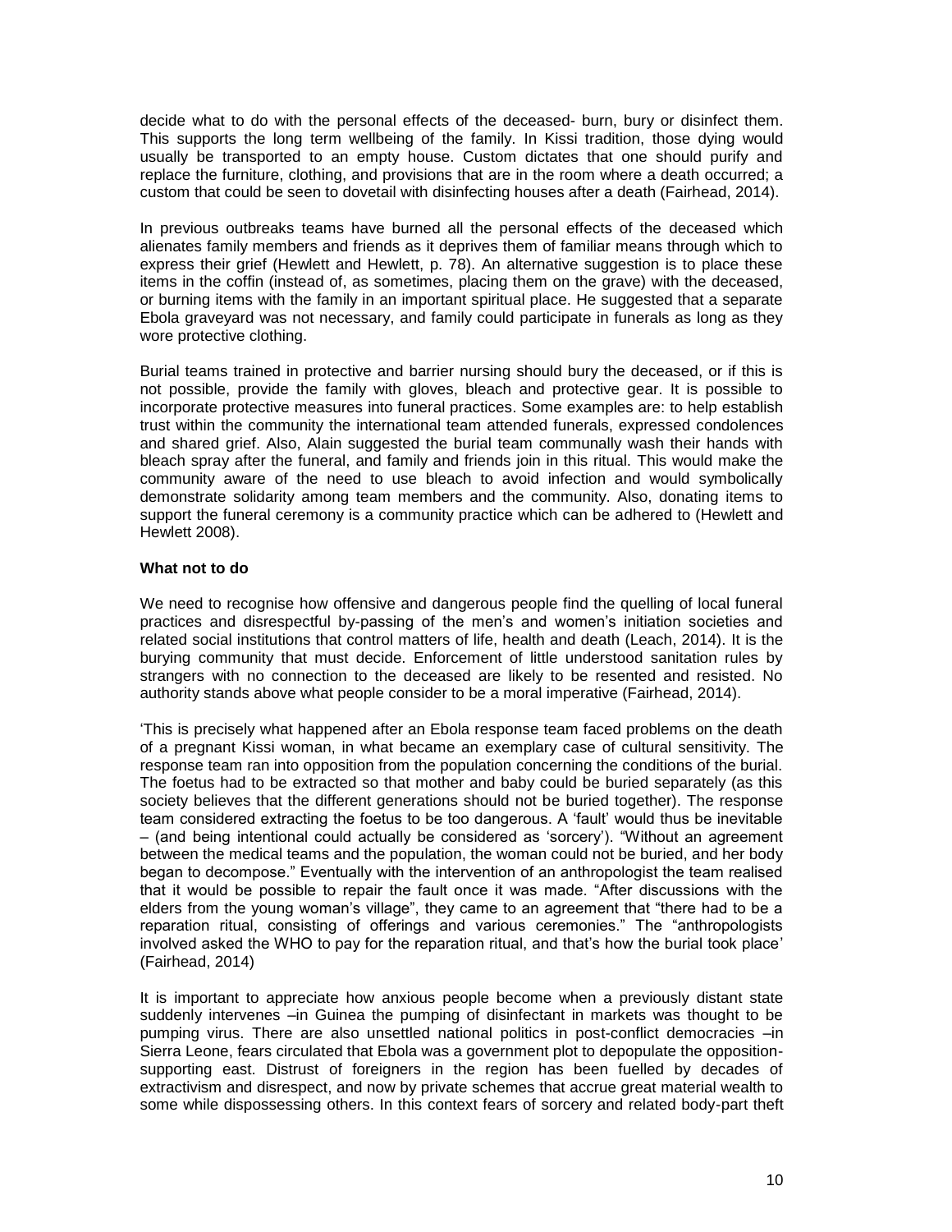decide what to do with the personal effects of the deceased- burn, bury or disinfect them. This supports the long term wellbeing of the family. In Kissi tradition, those dying would usually be transported to an empty house. Custom dictates that one should purify and replace the furniture, clothing, and provisions that are in the room where a death occurred; a custom that could be seen to dovetail with disinfecting houses after a death (Fairhead, 2014).

In previous outbreaks teams have burned all the personal effects of the deceased which alienates family members and friends as it deprives them of familiar means through which to express their grief (Hewlett and Hewlett, p. 78). An alternative suggestion is to place these items in the coffin (instead of, as sometimes, placing them on the grave) with the deceased, or burning items with the family in an important spiritual place. He suggested that a separate Ebola graveyard was not necessary, and family could participate in funerals as long as they wore protective clothing.

Burial teams trained in protective and barrier nursing should bury the deceased, or if this is not possible, provide the family with gloves, bleach and protective gear. It is possible to incorporate protective measures into funeral practices. Some examples are: to help establish trust within the community the international team attended funerals, expressed condolences and shared grief. Also, Alain suggested the burial team communally wash their hands with bleach spray after the funeral, and family and friends join in this ritual. This would make the community aware of the need to use bleach to avoid infection and would symbolically demonstrate solidarity among team members and the community. Also, donating items to support the funeral ceremony is a community practice which can be adhered to (Hewlett and Hewlett 2008).

**What not to do**

We need to recognise how offensive and dangerous people find the quelling of local funeral practices and disrespectful by-passing of the men's and women's initiation societies and related social institutions that control matters of life, health and death (Leach, 2014). It is the burying community that must decide. Enforcement of little understood sanitation rules by strangers with no connection to the deceased are likely to be resented and resisted. No authority stands above what people consider to be a moral imperative (Fairhead, 2014).

'This is precisely what happened after an Ebola response team faced problems on the death of a pregnant Kissi woman, in what became an exemplary case of cultural sensitivity. The response team ran into opposition from the population concerning the conditions of the burial. The foetus had to be extracted so that mother and baby could be buried separately (as this society believes that the different generations should not be buried together). The response team considered extracting the foetus to be too dangerous. A 'fault' would thus be inevitable – (and being intentional could actually be considered as 'sorcery'). "Without an agreement between the medical teams and the population, the woman could not be buried, and her body began to decompose." Eventually with the intervention of an anthropologist the team realised that it would be possible to repair the fault once it was made. "After discussions with the elders from the young woman's village", they came to an agreement that "there had to be a reparation ritual, consisting of offerings and various ceremonies." The "anthropologists involved asked the WHO to pay for the reparation ritual, and that's how the burial took place' (Fairhead, 2014)

It is important to appreciate how anxious people become when a previously distant state suddenly intervenes –in Guinea the pumping of disinfectant in markets was thought to be pumping virus. There are also unsettled national politics in post-conflict democracies –in Sierra Leone, fears circulated that Ebola was a government plot to depopulate the opposition-supporting east. Distrust of foreigners in the region has been fuelled by decades of extractivism and disrespect, and now by private schemes that accrue great material wealth to some while dispossessing others. In this context fears of sorcery and related body-part theft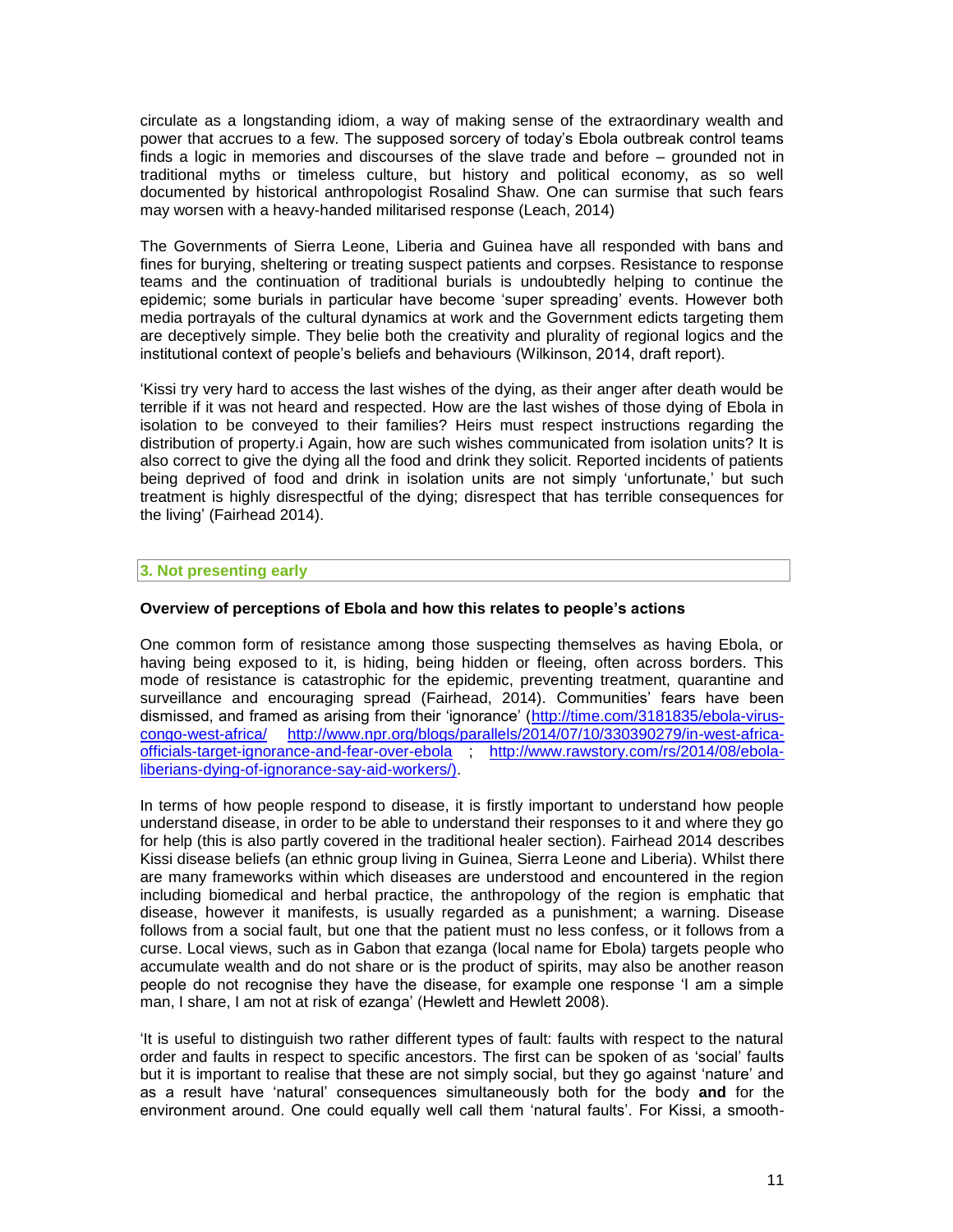circulate as a longstanding idiom, a way of making sense of the extraordinary wealth and power that accrues to a few. The supposed sorcery of today's Ebola outbreak control teams finds a logic in memories and discourses of the slave trade and before – grounded not in traditional myths or timeless culture, but history and political economy, as so well documented by historical anthropologist Rosalind Shaw. One can surmise that such fears may worsen with a heavy-handed militarised response (Leach, 2014)

The Governments of Sierra Leone, Liberia and Guinea have all responded with bans and fines for burying, sheltering or treating suspect patients and corpses. Resistance to response teams and the continuation of traditional burials is undoubtedly helping to continue the epidemic; some burials in particular have become 'super spreading' events. However both media portrayals of the cultural dynamics at work and the Government edicts targeting them are deceptively simple. They belie both the creativity and plurality of regional logics and the institutional context of people's beliefs and behaviours (Wilkinson, 2014, draft report).

'Kissi try very hard to access the last wishes of the dying, as their anger after death would be terrible if it was not heard and respected. How are the last wishes of those dying of Ebola in isolation to be conveyed to their families? Heirs must respect instructions regarding the distribution of property.i Again, how are such wishes communicated from isolation units? It is also correct to give the dying all the food and drink they solicit. Reported incidents of patients being deprived of food and drink in isolation units are not simply 'unfortunate,' but such treatment is highly disrespectful of the dying; disrespect that has terrible consequences for the living' (Fairhead 2014).

## 3. Not presenting early

### Overview of perceptions of Ebola and how this relates to people's actions

One common form of resistance among those suspecting themselves as having Ebola, or having being exposed to it, is hiding, being hidden or fleeing, often across borders. This mode of resistance is catastrophic for the epidemic, preventing treatment, quarantine and surveillance and encouraging spread (Fairhead, 2014). Communities' fears have been dismissed, and framed as arising from their 'ignorance' (http://time.com/3181835/ebola-virus-congo-west-africa/ http://www.npr.org/blogs/parallels/2014/07/10/330390279/in-west-africa-officials-target-ignorance-and-fear-over-ebola ; http://www.rawstory.com/rs/2014/08/ebola-liberians-dying-of-ignorance-say-aid-workers/).

In terms of how people respond to disease, it is firstly important to understand how people understand disease, in order to be able to understand their responses to it and where they go for help (this is also partly covered in the traditional healer section). Fairhead 2014 describes Kissi disease beliefs (an ethnic group living in Guinea, Sierra Leone and Liberia). Whilst there are many frameworks within which diseases are understood and encountered in the region including biomedical and herbal practice, the anthropology of the region is emphatic that disease, however it manifests, is usually regarded as a punishment; a warning. Disease follows from a social fault, but one that the patient must no less confess, or it follows from a curse. Local views, such as in Gabon that ezanga (local name for Ebola) targets people who accumulate wealth and do not share or is the product of spirits, may also be another reason people do not recognise they have the disease, for example one response 'I am a simple man, I share, I am not at risk of ezanga' (Hewlett and Hewlett 2008).

'It is useful to distinguish two rather different types of fault: faults with respect to the natural order and faults in respect to specific ancestors. The first can be spoken of as 'social' faults but it is important to realise that these are not simply social, but they go against 'nature' and as a result have 'natural' consequences simultaneously both for the body **and** for the environment around. One could equally well call them 'natural faults'. For Kissi, a smooth-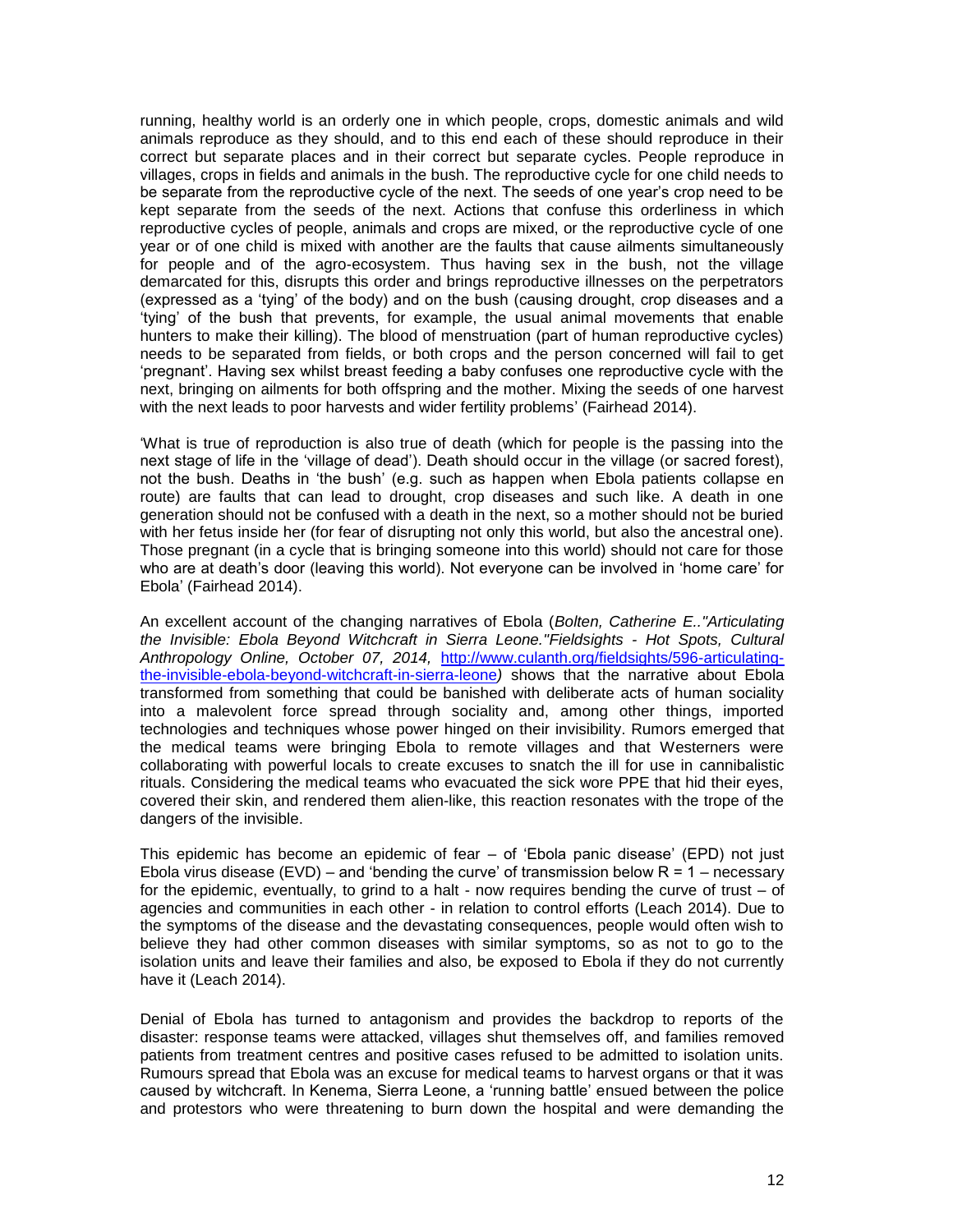running, healthy world is an orderly one in which people, crops, domestic animals and wild animals reproduce as they should, and to this end each of these should reproduce in their correct but separate places and in their correct but separate cycles. People reproduce in villages, crops in fields and animals in the bush. The reproductive cycle for one child needs to be separate from the reproductive cycle of the next. The seeds of one year's crop need to be kept separate from the seeds of the next. Actions that confuse this orderliness in which reproductive cycles of people, animals and crops are mixed, or the reproductive cycle of one year or of one child is mixed with another are the faults that cause ailments simultaneously for people and of the agro-ecosystem. Thus having sex in the bush, not the village demarcated for this, disrupts this order and brings reproductive illnesses on the perpetrators (expressed as a 'tying' of the body) and on the bush (causing drought, crop diseases and a 'tying' of the bush that prevents, for example, the usual animal movements that enable hunters to make their killing). The blood of menstruation (part of human reproductive cycles) needs to be separated from fields, or both crops and the person concerned will fail to get 'pregnant'. Having sex whilst breast feeding a baby confuses one reproductive cycle with the next, bringing on ailments for both offspring and the mother. Mixing the seeds of one harvest with the next leads to poor harvests and wider fertility problems' (Fairhead 2014).

'What is true of reproduction is also true of death (which for people is the passing into the next stage of life in the 'village of dead'). Death should occur in the village (or sacred forest), not the bush. Deaths in 'the bush' (e.g. such as happen when Ebola patients collapse en route) are faults that can lead to drought, crop diseases and such like. A death in one generation should not be confused with a death in the next, so a mother should not be buried with her fetus inside her (for fear of disrupting not only this world, but also the ancestral one). Those pregnant (in a cycle that is bringing someone into this world) should not care for those who are at death's door (leaving this world). Not everyone can be involved in 'home care' for Ebola' (Fairhead 2014).

An excellent account of the changing narratives of Ebola (*Bolten, Catherine E.."Articulating the Invisible: Ebola Beyond Witchcraft in Sierra Leone."Fieldsights - Hot Spots, Cultural Anthropology Online, October 07, 2014,* [http://www.culanth.org/fieldsights/596-articulating-the-invisible-ebola-beyond-witchcraft-in-sierra-leone](http://www.culanth.org/fieldsights/596-articulating-the-invisible-ebola-beyond-witchcraft-in-sierra-leone)*)* shows that the narrative about Ebola transformed from something that could be banished with deliberate acts of human sociality into a malevolent force spread through sociality and, among other things, imported technologies and techniques whose power hinged on their invisibility. Rumors emerged that the medical teams were bringing Ebola to remote villages and that Westerners were collaborating with powerful locals to create excuses to snatch the ill for use in cannibalistic rituals. Considering the medical teams who evacuated the sick wore PPE that hid their eyes, covered their skin, and rendered them alien-like, this reaction resonates with the trope of the dangers of the invisible.

This epidemic has become an epidemic of fear – of 'Ebola panic disease' (EPD) not just Ebola virus disease (EVD) – and 'bending the curve' of transmission below $R = 1$ – necessary for the epidemic, eventually, to grind to a halt - now requires bending the curve of trust – of agencies and communities in each other - in relation to control efforts (Leach 2014). Due to the symptoms of the disease and the devastating consequences, people would often wish to believe they had other common diseases with similar symptoms, so as not to go to the isolation units and leave their families and also, be exposed to Ebola if they do not currently have it (Leach 2014).

Denial of Ebola has turned to antagonism and provides the backdrop to reports of the disaster: response teams were attacked, villages shut themselves off, and families removed patients from treatment centres and positive cases refused to be admitted to isolation units. Rumours spread that Ebola was an excuse for medical teams to harvest organs or that it was caused by witchcraft. In Kenema, Sierra Leone, a 'running battle' ensued between the police and protestors who were threatening to burn down the hospital and were demanding the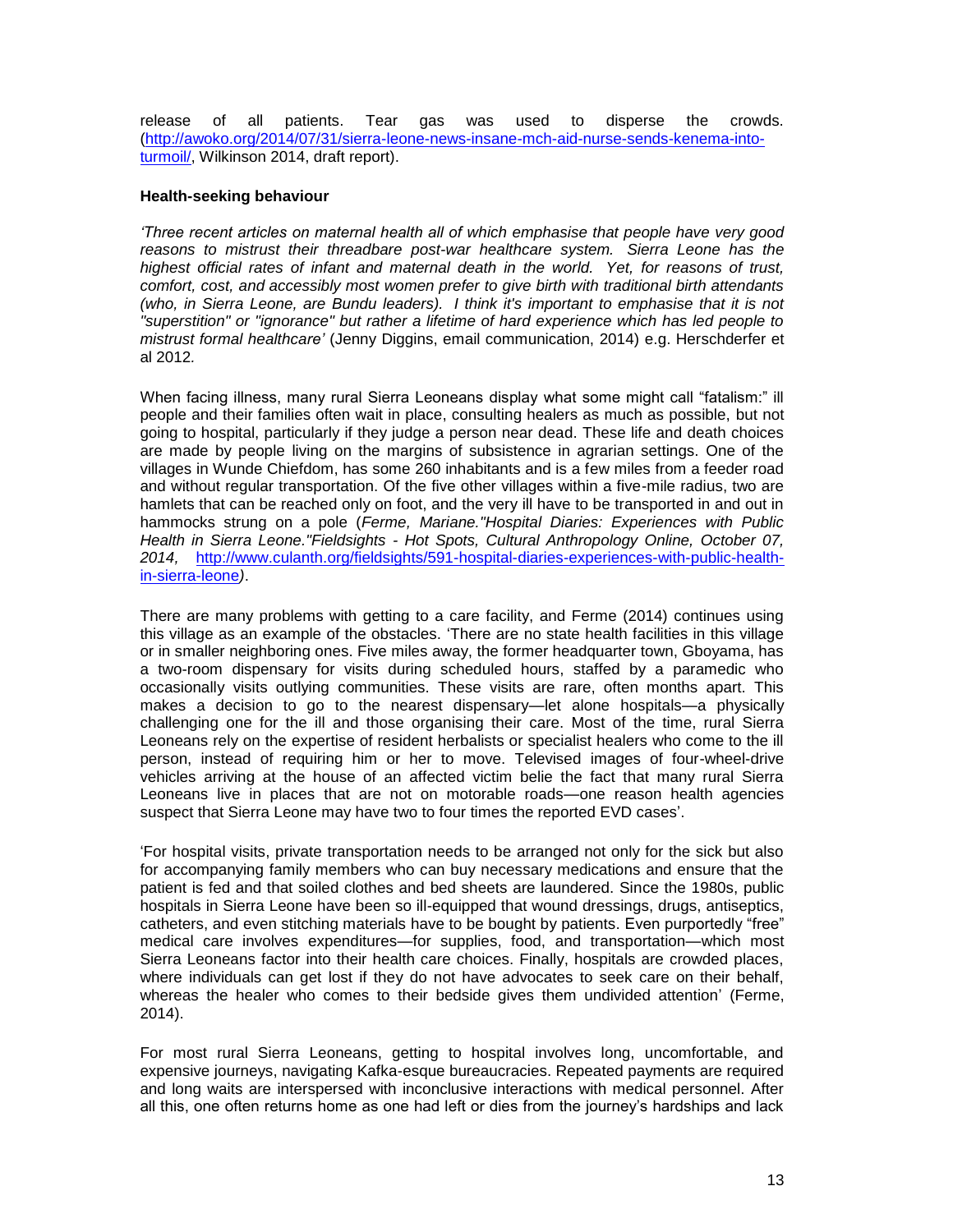release of all patients. Tear gas was used to disperse the crowds. (http://awoko.org/2014/07/31/sierra-leone-news-insane-mch-aid-nurse-sends-kenema-into-turmoil/, Wilkinson 2014, draft report).

**Health-seeking behaviour**

*'Three recent articles on maternal health all of which emphasise that people have very good reasons to mistrust their threadbare post-war healthcare system. Sierra Leone has the highest official rates of infant and maternal death in the world. Yet, for reasons of trust, comfort, cost, and accessibly most women prefer to give birth with traditional birth attendants (who, in Sierra Leone, are Bundu leaders). I think it's important to emphasise that it is not "superstition" or "ignorance" but rather a lifetime of hard experience which has led people to mistrust formal healthcare'* (Jenny Diggins, email communication, 2014) e.g. Herschderfer et al 2012.

When facing illness, many rural Sierra Leoneans display what some might call "fatalism:" ill people and their families often wait in place, consulting healers as much as possible, but not going to hospital, particularly if they judge a person near dead. These life and death choices are made by people living on the margins of subsistence in agrarian settings. One of the villages in Wunde Chiefdom, has some 260 inhabitants and is a few miles from a feeder road and without regular transportation. Of the five other villages within a five-mile radius, two are hamlets that can be reached only on foot, and the very ill have to be transported in and out in hammocks strung on a pole (*Ferme, Mariane."Hospital Diaries: Experiences with Public Health in Sierra Leone."Fieldsights - Hot Spots, Cultural Anthropology Online, October 07, 2014,* http://www.culanth.org/fieldsights/591-hospital-diaries-experiences-with-public-health-in-sierra-leone*)*.

There are many problems with getting to a care facility, and Ferme (2014) continues using this village as an example of the obstacles. 'There are no state health facilities in this village or in smaller neighboring ones. Five miles away, the former headquarter town, Gboyama, has a two-room dispensary for visits during scheduled hours, staffed by a paramedic who occasionally visits outlying communities. These visits are rare, often months apart. This makes a decision to go to the nearest dispensary—let alone hospitals—a physically challenging one for the ill and those organising their care. Most of the time, rural Sierra Leoneans rely on the expertise of resident herbalists or specialist healers who come to the ill person, instead of requiring him or her to move. Televised images of four-wheel-drive vehicles arriving at the house of an affected victim belie the fact that many rural Sierra Leoneans live in places that are not on motorable roads—one reason health agencies suspect that Sierra Leone may have two to four times the reported EVD cases'.

'For hospital visits, private transportation needs to be arranged not only for the sick but also for accompanying family members who can buy necessary medications and ensure that the patient is fed and that soiled clothes and bed sheets are laundered. Since the 1980s, public hospitals in Sierra Leone have been so ill-equipped that wound dressings, drugs, antiseptics, catheters, and even stitching materials have to be bought by patients. Even purportedly "free" medical care involves expenditures—for supplies, food, and transportation—which most Sierra Leoneans factor into their health care choices. Finally, hospitals are crowded places, where individuals can get lost if they do not have advocates to seek care on their behalf, whereas the healer who comes to their bedside gives them undivided attention' (Ferme, 2014).

For most rural Sierra Leoneans, getting to hospital involves long, uncomfortable, and expensive journeys, navigating Kafka-esque bureaucracies. Repeated payments are required and long waits are interspersed with inconclusive interactions with medical personnel. After all this, one often returns home as one had left or dies from the journey's hardships and lack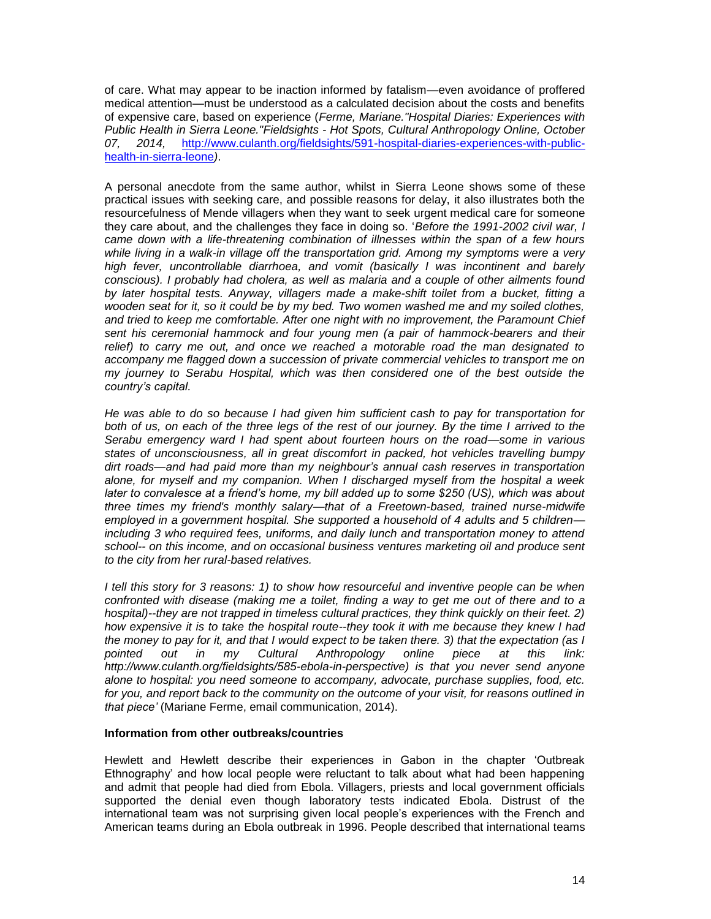of care. What may appear to be inaction informed by fatalism—even avoidance of proffered medical attention—must be understood as a calculated decision about the costs and benefits of expensive care, based on experience (*Ferme, Mariane."Hospital Diaries: Experiences with Public Health in Sierra Leone."Fieldsights - Hot Spots, Cultural Anthropology Online, October 07, 2014,* [http://www.culanth.org/fieldsights/591-hospital-diaries-experiences-with-public-health-in-sierra-leone](http://www.culanth.org/fieldsights/591-hospital-diaries-experiences-with-public-health-in-sierra-leone)*)*.

A personal anecdote from the same author, whilst in Sierra Leone shows some of these practical issues with seeking care, and possible reasons for delay, it also illustrates both the resourcefulness of Mende villagers when they want to seek urgent medical care for someone they care about, and the challenges they face in doing so. '*Before the 1991-2002 civil war, I came down with a life-threatening combination of illnesses within the span of a few hours while living in a walk-in village off the transportation grid. Among my symptoms were a very high fever, uncontrollable diarrhoea, and vomit (basically I was incontinent and barely conscious). I probably had cholera, as well as malaria and a couple of other ailments found by later hospital tests. Anyway, villagers made a make-shift toilet from a bucket, fitting a wooden seat for it, so it could be by my bed. Two women washed me and my soiled clothes, and tried to keep me comfortable. After one night with no improvement, the Paramount Chief sent his ceremonial hammock and four young men (a pair of hammock-bearers and their relief) to carry me out, and once we reached a motorable road the man designated to accompany me flagged down a succession of private commercial vehicles to transport me on my journey to Serabu Hospital, which was then considered one of the best outside the country's capital.*

*He was able to do so because I had given him sufficient cash to pay for transportation for both of us, on each of the three legs of the rest of our journey. By the time I arrived to the Serabu emergency ward I had spent about fourteen hours on the road—some in various states of unconsciousness, all in great discomfort in packed, hot vehicles travelling bumpy dirt roads—and had paid more than my neighbour's annual cash reserves in transportation alone, for myself and my companion. When I discharged myself from the hospital a week later to convalesce at a friend's home, my bill added up to some $250 (US), which was about three times my friend's monthly salary—that of a Freetown-based, trained nurse-midwife employed in a government hospital. She supported a household of 4 adults and 5 children—including 3 who required fees, uniforms, and daily lunch and transportation money to attend school-- on this income, and on occasional business ventures marketing oil and produce sent to the city from her rural-based relatives.*

*I tell this story for 3 reasons: 1) to show how resourceful and inventive people can be when confronted with disease (making me a toilet, finding a way to get me out of there and to a hospital)--they are not trapped in timeless cultural practices, they think quickly on their feet. 2) how expensive it is to take the hospital route--they took it with me because they knew I had the money to pay for it, and that I would expect to be taken there. 3) that the expectation (as I pointed out in my Cultural Anthropology online piece at this link: http://www.culanth.org/fieldsights/585-ebola-in-perspective) is that you never send anyone alone to hospital: you need someone to accompany, advocate, purchase supplies, food, etc. for you, and report back to the community on the outcome of your visit, for reasons outlined in that piece'* (Mariane Ferme, email communication, 2014).

### Information from other outbreaks/countries

Hewlett and Hewlett describe their experiences in Gabon in the chapter 'Outbreak Ethnography' and how local people were reluctant to talk about what had been happening and admit that people had died from Ebola. Villagers, priests and local government officials supported the denial even though laboratory tests indicated Ebola. Distrust of the international team was not surprising given local people's experiences with the French and American teams during an Ebola outbreak in 1996. People described that international teams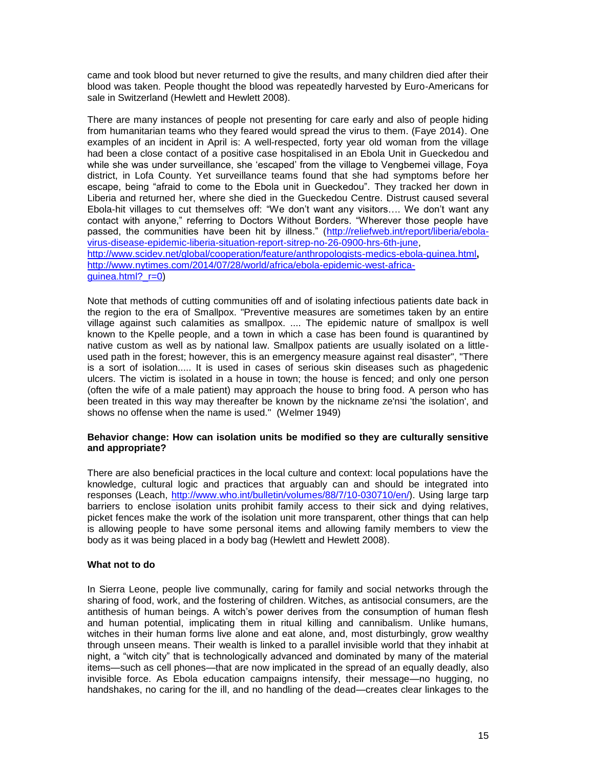came and took blood but never returned to give the results, and many children died after their blood was taken. People thought the blood was repeatedly harvested by Euro-Americans for sale in Switzerland (Hewlett and Hewlett 2008).

There are many instances of people not presenting for care early and also of people hiding from humanitarian teams who they feared would spread the virus to them. (Faye 2014). One examples of an incident in April is: A well-respected, forty year old woman from the village had been a close contact of a positive case hospitalised in an Ebola Unit in Gueckedou and while she was under surveillance, she 'escaped' from the village to Vengbemei village, Foya district, in Lofa County. Yet surveillance teams found that she had symptoms before her escape, being "afraid to come to the Ebola unit in Gueckedou". They tracked her down in Liberia and returned her, where she died in the Gueckedou Centre. Distrust caused several Ebola-hit villages to cut themselves off: "We don't want any visitors…. We don't want any contact with anyone," referring to Doctors Without Borders. "Wherever those people have passed, the communities have been hit by illness." (http://reliefweb.int/report/liberia/ebola-virus-disease-epidemic-liberia-situation-report-sitrep-no-26-0900-hrs-6th-june, http://www.scidev.net/global/cooperation/feature/anthropologists-medics-ebola-guinea.html, http://www.nytimes.com/2014/07/28/world/africa/ebola-epidemic-west-africa-guinea.html?_r=0)

Note that methods of cutting communities off and of isolating infectious patients date back in the region to the era of Smallpox. "Preventive measures are sometimes taken by an entire village against such calamities as smallpox. .... The epidemic nature of smallpox is well known to the Kpelle people, and a town in which a case has been found is quarantined by native custom as well as by national law. Smallpox patients are usually isolated on a little-used path in the forest; however, this is an emergency measure against real disaster", "There is a sort of isolation..... It is used in cases of serious skin diseases such as phagedenic ulcers. The victim is isolated in a house in town; the house is fenced; and only one person (often the wife of a male patient) may approach the house to bring food. A person who has been treated in this way may thereafter be known by the nickname ze'nsi 'the isolation', and shows no offense when the name is used." (Welmer 1949)

**Behavior change: How can isolation units be modified so they are culturally sensitive and appropriate?**

There are also beneficial practices in the local culture and context: local populations have the knowledge, cultural logic and practices that arguably can and should be integrated into responses (Leach, http://www.who.int/bulletin/volumes/88/7/10-030710/en/). Using large tarp barriers to enclose isolation units prohibit family access to their sick and dying relatives, picket fences make the work of the isolation unit more transparent, other things that can help is allowing people to have some personal items and allowing family members to view the body as it was being placed in a body bag (Hewlett and Hewlett 2008).

**What not to do**

In Sierra Leone, people live communally, caring for family and social networks through the sharing of food, work, and the fostering of children. Witches, as antisocial consumers, are the antithesis of human beings. A witch's power derives from the consumption of human flesh and human potential, implicating them in ritual killing and cannibalism. Unlike humans, witches in their human forms live alone and eat alone, and, most disturbingly, grow wealthy through unseen means. Their wealth is linked to a parallel invisible world that they inhabit at night, a "witch city" that is technologically advanced and dominated by many of the material items—such as cell phones—that are now implicated in the spread of an equally deadly, also invisible force. As Ebola education campaigns intensify, their message—no hugging, no handshakes, no caring for the ill, and no handling of the dead—creates clear linkages to the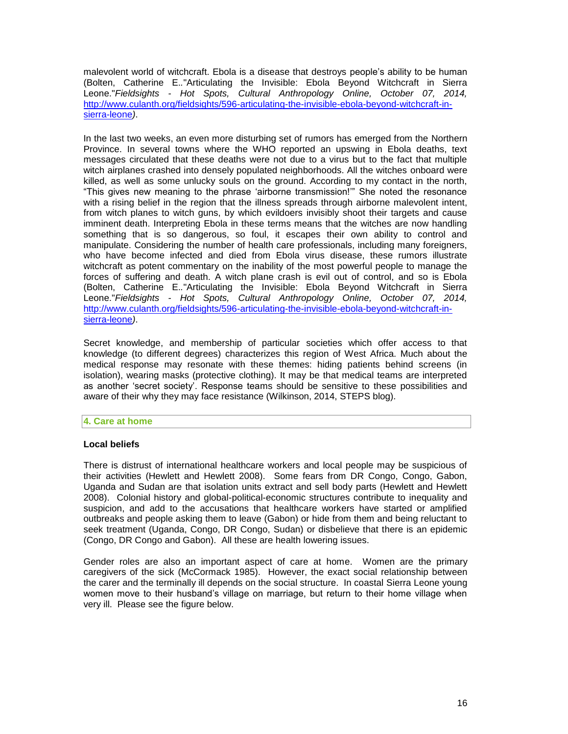malevolent world of witchcraft. Ebola is a disease that destroys people's ability to be human (Bolten, Catherine E.."Articulating the Invisible: Ebola Beyond Witchcraft in Sierra Leone."*Fieldsights - Hot Spots, Cultural Anthropology Online, October 07, 2014,* http://www.culanth.org/fieldsights/596-articulating-the-invisible-ebola-beyond-witchcraft-in-sierra-leone*)*.

In the last two weeks, an even more disturbing set of rumors has emerged from the Northern Province. In several towns where the WHO reported an upswing in Ebola deaths, text messages circulated that these deaths were not due to a virus but to the fact that multiple witch airplanes crashed into densely populated neighborhoods. All the witches onboard were killed, as well as some unlucky souls on the ground. According to my contact in the north, "This gives new meaning to the phrase 'airborne transmission!'" She noted the resonance with a rising belief in the region that the illness spreads through airborne malevolent intent, from witch planes to witch guns, by which evildoers invisibly shoot their targets and cause imminent death. Interpreting Ebola in these terms means that the witches are now handling something that is so dangerous, so foul, it escapes their own ability to control and manipulate. Considering the number of health care professionals, including many foreigners, who have become infected and died from Ebola virus disease, these rumors illustrate witchcraft as potent commentary on the inability of the most powerful people to manage the forces of suffering and death. A witch plane crash is evil out of control, and so is Ebola (Bolten, Catherine E.."Articulating the Invisible: Ebola Beyond Witchcraft in Sierra Leone."*Fieldsights - Hot Spots, Cultural Anthropology Online, October 07, 2014,* http://www.culanth.org/fieldsights/596-articulating-the-invisible-ebola-beyond-witchcraft-in-sierra-leone*)*.

Secret knowledge, and membership of particular societies which offer access to that knowledge (to different degrees) characterizes this region of West Africa. Much about the medical response may resonate with these themes: hiding patients behind screens (in isolation), wearing masks (protective clothing). It may be that medical teams are interpreted as another 'secret society'. Response teams should be sensitive to these possibilities and aware of their why they may face resistance (Wilkinson, 2014, STEPS blog).

## 4. Care at home

### Local beliefs

There is distrust of international healthcare workers and local people may be suspicious of their activities (Hewlett and Hewlett 2008). Some fears from DR Congo, Congo, Gabon, Uganda and Sudan are that isolation units extract and sell body parts (Hewlett and Hewlett 2008). Colonial history and global-political-economic structures contribute to inequality and suspicion, and add to the accusations that healthcare workers have started or amplified outbreaks and people asking them to leave (Gabon) or hide from them and being reluctant to seek treatment (Uganda, Congo, DR Congo, Sudan) or disbelieve that there is an epidemic (Congo, DR Congo and Gabon). All these are health lowering issues.

Gender roles are also an important aspect of care at home. Women are the primary caregivers of the sick (McCormack 1985). However, the exact social relationship between the carer and the terminally ill depends on the social structure. In coastal Sierra Leone young women move to their husband's village on marriage, but return to their home village when very ill. Please see the figure below.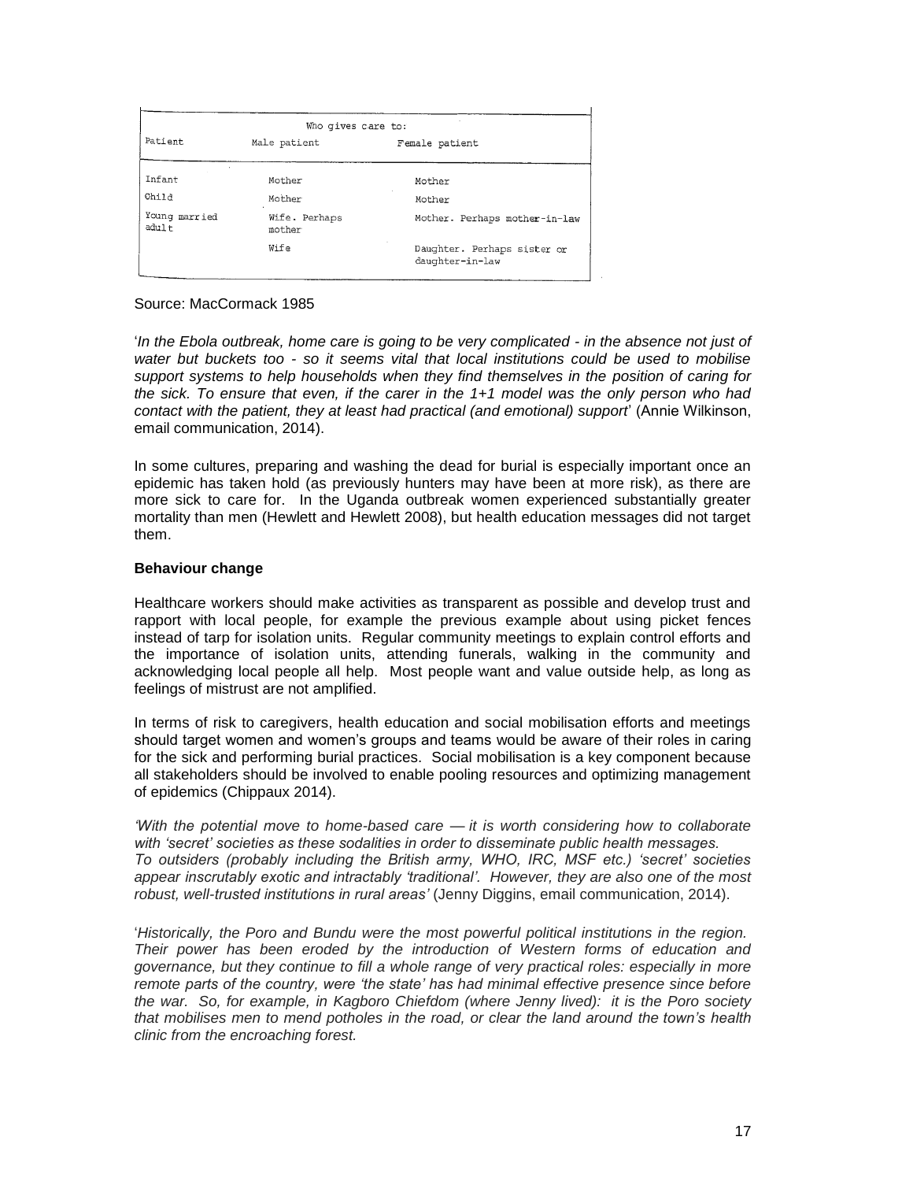| Patient | Who gives care to: Male patient | Female patient |
|---|---|---|
| Infant | Mother | Mother |
| Child | Mother | Mother |
| Young married adult | Wife. Perhaps mother | Mother. Perhaps mother-in-law |
| | Wife | Daughter. Perhaps sister or daughter-in-law |

Source: MacCormack 1985

'*In the Ebola outbreak, home care is going to be very complicated - in the absence not just of water but buckets too - so it seems vital that local institutions could be used to mobilise support systems to help households when they find themselves in the position of caring for the sick. To ensure that even, if the carer in the 1+1 model was the only person who had contact with the patient, they at least had practical (and emotional) support*' (Annie Wilkinson, email communication, 2014).

In some cultures, preparing and washing the dead for burial is especially important once an epidemic has taken hold (as previously hunters may have been at more risk), as there are more sick to care for. In the Uganda outbreak women experienced substantially greater mortality than men (Hewlett and Hewlett 2008), but health education messages did not target them.

**Behaviour change**

Healthcare workers should make activities as transparent as possible and develop trust and rapport with local people, for example the previous example about using picket fences instead of tarp for isolation units. Regular community meetings to explain control efforts and the importance of isolation units, attending funerals, walking in the community and acknowledging local people all help. Most people want and value outside help, as long as feelings of mistrust are not amplified.

In terms of risk to caregivers, health education and social mobilisation efforts and meetings should target women and women's groups and teams would be aware of their roles in caring for the sick and performing burial practices. Social mobilisation is a key component because all stakeholders should be involved to enable pooling resources and optimizing management of epidemics (Chippaux 2014).

*'With the potential move to home-based care — it is worth considering how to collaborate with 'secret' societies as these sodalities in order to disseminate public health messages. To outsiders (probably including the British army, WHO, IRC, MSF etc.) 'secret' societies appear inscrutably exotic and intractably 'traditional'. However, they are also one of the most robust, well-trusted institutions in rural areas'* (Jenny Diggins, email communication, 2014).

'*Historically, the Poro and Bundu were the most powerful political institutions in the region. Their power has been eroded by the introduction of Western forms of education and governance, but they continue to fill a whole range of very practical roles: especially in more remote parts of the country, were 'the state' has had minimal effective presence since before the war. So, for example, in Kagboro Chiefdom (where Jenny lived): it is the Poro society that mobilises men to mend potholes in the road, or clear the land around the town's health clinic from the encroaching forest.*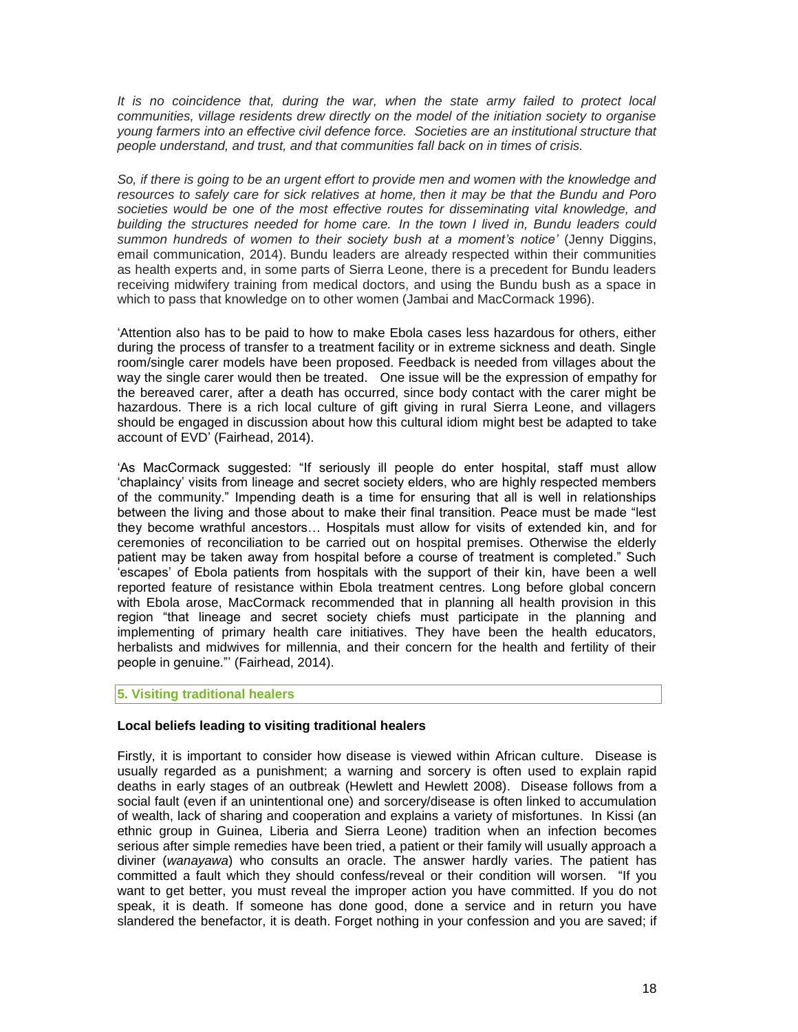*It is no coincidence that, during the war, when the state army failed to protect local communities, village residents drew directly on the model of the initiation society to organise young farmers into an effective civil defence force. Societies are an institutional structure that people understand, and trust, and that communities fall back on in times of crisis.*

*So, if there is going to be an urgent effort to provide men and women with the knowledge and resources to safely care for sick relatives at home, then it may be that the Bundu and Poro societies would be one of the most effective routes for disseminating vital knowledge, and building the structures needed for home care. In the town I lived in, Bundu leaders could summon hundreds of women to their society bush at a moment's notice'* (Jenny Diggins, email communication, 2014). Bundu leaders are already respected within their communities as health experts and, in some parts of Sierra Leone, there is a precedent for Bundu leaders receiving midwifery training from medical doctors, and using the Bundu bush as a space in which to pass that knowledge on to other women (Jambai and MacCormack 1996).

'Attention also has to be paid to how to make Ebola cases less hazardous for others, either during the process of transfer to a treatment facility or in extreme sickness and death. Single room/single carer models have been proposed. Feedback is needed from villages about the way the single carer would then be treated. One issue will be the expression of empathy for the bereaved carer, after a death has occurred, since body contact with the carer might be hazardous. There is a rich local culture of gift giving in rural Sierra Leone, and villagers should be engaged in discussion about how this cultural idiom might best be adapted to take account of EVD' (Fairhead, 2014).

'As MacCormack suggested: "If seriously ill people do enter hospital, staff must allow 'chaplaincy' visits from lineage and secret society elders, who are highly respected members of the community." Impending death is a time for ensuring that all is well in relationships between the living and those about to make their final transition. Peace must be made "lest they become wrathful ancestors… Hospitals must allow for visits of extended kin, and for ceremonies of reconciliation to be carried out on hospital premises. Otherwise the elderly patient may be taken away from hospital before a course of treatment is completed." Such 'escapes' of Ebola patients from hospitals with the support of their kin, have been a well reported feature of resistance within Ebola treatment centres. Long before global concern with Ebola arose, MacCormack recommended that in planning all health provision in this region "that lineage and secret society chiefs must participate in the planning and implementing of primary health care initiatives. They have been the health educators, herbalists and midwives for millennia, and their concern for the health and fertility of their people in genuine."' (Fairhead, 2014).

## 5. Visiting traditional healers

### Local beliefs leading to visiting traditional healers

Firstly, it is important to consider how disease is viewed within African culture. Disease is usually regarded as a punishment; a warning and sorcery is often used to explain rapid deaths in early stages of an outbreak (Hewlett and Hewlett 2008). Disease follows from a social fault (even if an unintentional one) and sorcery/disease is often linked to accumulation of wealth, lack of sharing and cooperation and explains a variety of misfortunes. In Kissi (an ethnic group in Guinea, Liberia and Sierra Leone) tradition when an infection becomes serious after simple remedies have been tried, a patient or their family will usually approach a diviner (*wanayawa*) who consults an oracle. The answer hardly varies. The patient has committed a fault which they should confess/reveal or their condition will worsen. "If you want to get better, you must reveal the improper action you have committed. If you do not speak, it is death. If someone has done good, done a service and in return you have slandered the benefactor, it is death. Forget nothing in your confession and you are saved; if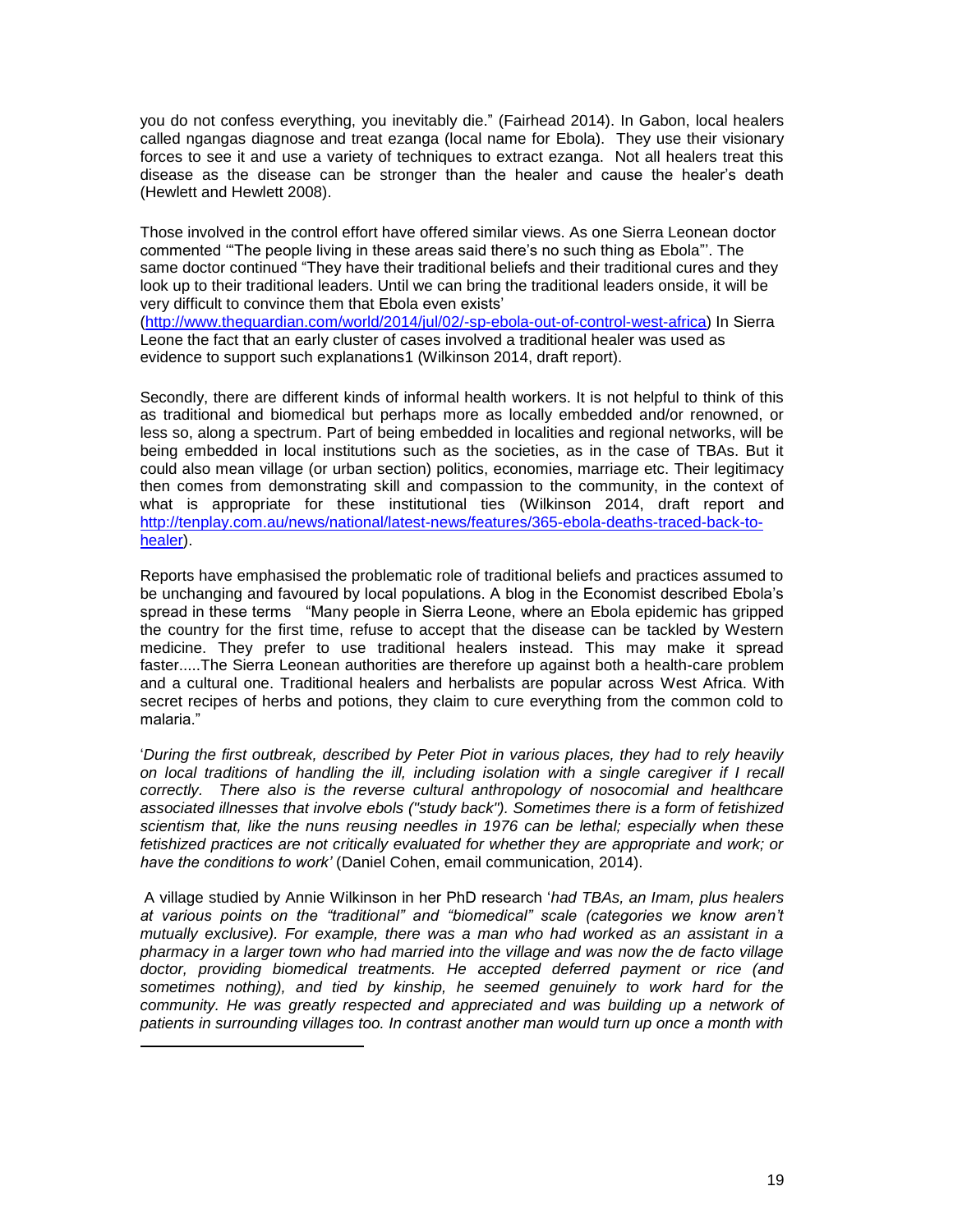you do not confess everything, you inevitably die." (Fairhead 2014). In Gabon, local healers called ngangas diagnose and treat ezanga (local name for Ebola). They use their visionary forces to see it and use a variety of techniques to extract ezanga. Not all healers treat this disease as the disease can be stronger than the healer and cause the healer's death (Hewlett and Hewlett 2008).

Those involved in the control effort have offered similar views. As one Sierra Leonean doctor commented '"The people living in these areas said there's no such thing as Ebola"'. The same doctor continued "They have their traditional beliefs and their traditional cures and they look up to their traditional leaders. Until we can bring the traditional leaders onside, it will be very difficult to convince them that Ebola even exists' (http://www.theguardian.com/world/2014/jul/02/-sp-ebola-out-of-control-west-africa) In Sierra Leone the fact that an early cluster of cases involved a traditional healer was used as evidence to support such explanations1 (Wilkinson 2014, draft report).

Secondly, there are different kinds of informal health workers. It is not helpful to think of this as traditional and biomedical but perhaps more as locally embedded and/or renowned, or less so, along a spectrum. Part of being embedded in localities and regional networks, will be being embedded in local institutions such as the societies, as in the case of TBAs. But it could also mean village (or urban section) politics, economies, marriage etc. Their legitimacy then comes from demonstrating skill and compassion to the community, in the context of what is appropriate for these institutional ties (Wilkinson 2014, draft report and http://tenplay.com.au/news/national/latest-news/features/365-ebola-deaths-traced-back-to-healer).

Reports have emphasised the problematic role of traditional beliefs and practices assumed to be unchanging and favoured by local populations. A blog in the Economist described Ebola's spread in these terms "Many people in Sierra Leone, where an Ebola epidemic has gripped the country for the first time, refuse to accept that the disease can be tackled by Western medicine. They prefer to use traditional healers instead. This may make it spread faster.....The Sierra Leonean authorities are therefore up against both a health-care problem and a cultural one. Traditional healers and herbalists are popular across West Africa. With secret recipes of herbs and potions, they claim to cure everything from the common cold to malaria."

'*During the first outbreak, described by Peter Piot in various places, they had to rely heavily on local traditions of handling the ill, including isolation with a single caregiver if I recall correctly. There also is the reverse cultural anthropology of nosocomial and healthcare associated illnesses that involve ebols ("study back"). Sometimes there is a form of fetishized scientism that, like the nuns reusing needles in 1976 can be lethal; especially when these fetishized practices are not critically evaluated for whether they are appropriate and work; or have the conditions to work'* (Daniel Cohen, email communication, 2014).

A village studied by Annie Wilkinson in her PhD research '*had TBAs, an Imam, plus healers at various points on the "traditional" and "biomedical" scale (categories we know aren't mutually exclusive). For example, there was a man who had worked as an assistant in a pharmacy in a larger town who had married into the village and was now the de facto village doctor, providing biomedical treatments. He accepted deferred payment or rice (and sometimes nothing), and tied by kinship, he seemed genuinely to work hard for the community. He was greatly respected and appreciated and was building up a network of patients in surrounding villages too. In contrast another man would turn up once a month with*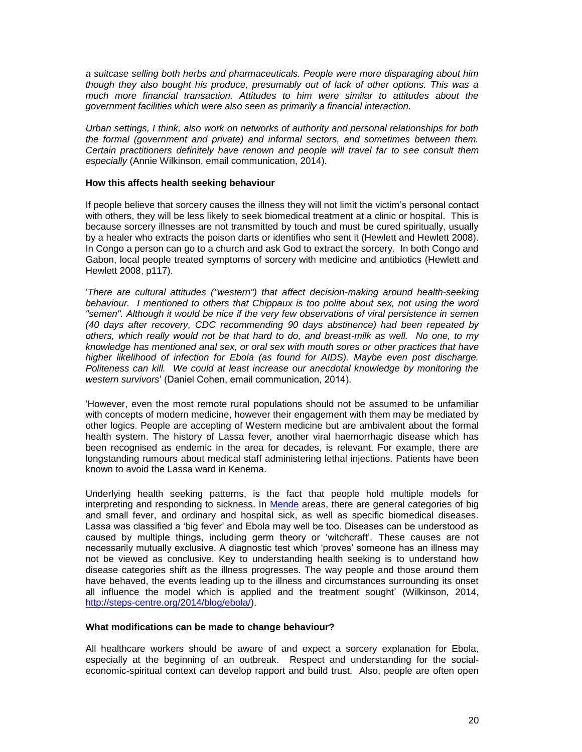*a suitcase selling both herbs and pharmaceuticals. People were more disparaging about him though they also bought his produce, presumably out of lack of other options. This was a much more financial transaction. Attitudes to him were similar to attitudes about the government facilities which were also seen as primarily a financial interaction.*

*Urban settings, I think, also work on networks of authority and personal relationships for both the formal (government and private) and informal sectors, and sometimes between them. Certain practitioners definitely have renown and people will travel far to see consult them especially* (Annie Wilkinson, email communication, 2014).

**How this affects health seeking behaviour**

If people believe that sorcery causes the illness they will not limit the victim's personal contact with others, they will be less likely to seek biomedical treatment at a clinic or hospital. This is because sorcery illnesses are not transmitted by touch and must be cured spiritually, usually by a healer who extracts the poison darts or identifies who sent it (Hewlett and Hewlett 2008). In Congo a person can go to a church and ask God to extract the sorcery. In both Congo and Gabon, local people treated symptoms of sorcery with medicine and antibiotics (Hewlett and Hewlett 2008, p117).

'*There are cultural attitudes ("western") that affect decision-making around health-seeking behaviour. I mentioned to others that Chippaux is too polite about sex, not using the word "semen". Although it would be nice if the very few observations of viral persistence in semen (40 days after recovery, CDC recommending 90 days abstinence) had been repeated by others, which really would not be that hard to do, and breast-milk as well. No one, to my knowledge has mentioned anal sex, or oral sex with mouth sores or other practices that have higher likelihood of infection for Ebola (as found for AIDS). Maybe even post discharge. Politeness can kill. We could at least increase our anecdotal knowledge by monitoring the western survivors*' (Daniel Cohen, email communication, 2014).

'However, even the most remote rural populations should not be assumed to be unfamiliar with concepts of modern medicine, however their engagement with them may be mediated by other logics. People are accepting of Western medicine but are ambivalent about the formal health system. The history of Lassa fever, another viral haemorrhagic disease which has been recognised as endemic in the area for decades, is relevant. For example, there are longstanding rumours about medical staff administering lethal injections. Patients have been known to avoid the Lassa ward in Kenema.

Underlying health seeking patterns, is the fact that people hold multiple models for interpreting and responding to sickness. In Mende areas, there are general categories of big and small fever, and ordinary and hospital sick, as well as specific biomedical diseases. Lassa was classified a 'big fever' and Ebola may well be too. Diseases can be understood as caused by multiple things, including germ theory or 'witchcraft'. These causes are not necessarily mutually exclusive. A diagnostic test which 'proves' someone has an illness may not be viewed as conclusive. Key to understanding health seeking is to understand how disease categories shift as the illness progresses. The way people and those around them have behaved, the events leading up to the illness and circumstances surrounding its onset all influence the model which is applied and the treatment sought' (Wilkinson, 2014, http://steps-centre.org/2014/blog/ebola/).

**What modifications can be made to change behaviour?**

All healthcare workers should be aware of and expect a sorcery explanation for Ebola, especially at the beginning of an outbreak. Respect and understanding for the social-economic-spiritual context can develop rapport and build trust. Also, people are often open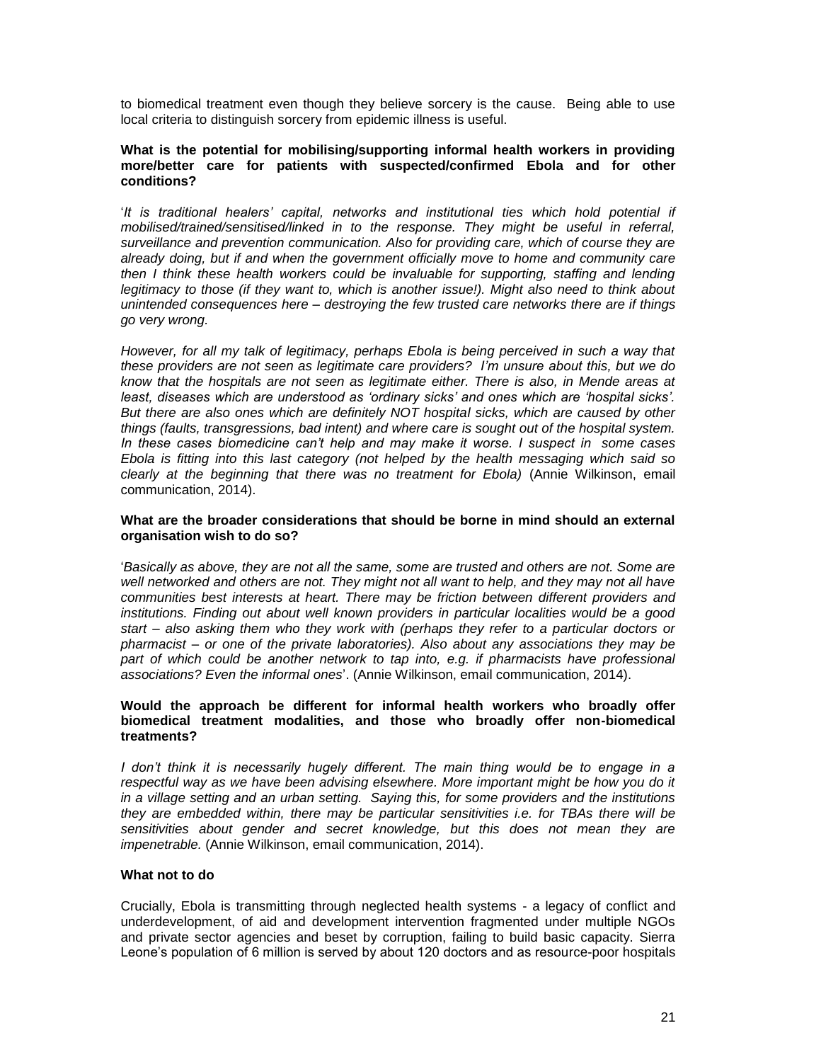to biomedical treatment even though they believe sorcery is the cause. Being able to use local criteria to distinguish sorcery from epidemic illness is useful.

**What is the potential for mobilising/supporting informal health workers in providing more/better care for patients with suspected/confirmed Ebola and for other conditions?**

'*It is traditional healers' capital, networks and institutional ties which hold potential if mobilised/trained/sensitised/linked in to the response. They might be useful in referral, surveillance and prevention communication. Also for providing care, which of course they are already doing, but if and when the government officially move to home and community care then I think these health workers could be invaluable for supporting, staffing and lending legitimacy to those (if they want to, which is another issue!). Might also need to think about unintended consequences here – destroying the few trusted care networks there are if things go very wrong.*

*However, for all my talk of legitimacy, perhaps Ebola is being perceived in such a way that these providers are not seen as legitimate care providers? I'm unsure about this, but we do know that the hospitals are not seen as legitimate either. There is also, in Mende areas at least, diseases which are understood as 'ordinary sicks' and ones which are 'hospital sicks'. But there are also ones which are definitely NOT hospital sicks, which are caused by other things (faults, transgressions, bad intent) and where care is sought out of the hospital system. In these cases biomedicine can't help and may make it worse. I suspect in some cases Ebola is fitting into this last category (not helped by the health messaging which said so clearly at the beginning that there was no treatment for Ebola)* (Annie Wilkinson, email communication, 2014).

**What are the broader considerations that should be borne in mind should an external organisation wish to do so?**

'*Basically as above, they are not all the same, some are trusted and others are not. Some are well networked and others are not. They might not all want to help, and they may not all have communities best interests at heart. There may be friction between different providers and institutions. Finding out about well known providers in particular localities would be a good start – also asking them who they work with (perhaps they refer to a particular doctors or pharmacist – or one of the private laboratories). Also about any associations they may be part of which could be another network to tap into, e.g. if pharmacists have professional associations? Even the informal ones*'. (Annie Wilkinson, email communication, 2014).

**Would the approach be different for informal health workers who broadly offer biomedical treatment modalities, and those who broadly offer non-biomedical treatments?**

*I don't think it is necessarily hugely different. The main thing would be to engage in a respectful way as we have been advising elsewhere. More important might be how you do it in a village setting and an urban setting. Saying this, for some providers and the institutions they are embedded within, there may be particular sensitivities i.e. for TBAs there will be sensitivities about gender and secret knowledge, but this does not mean they are impenetrable.* (Annie Wilkinson, email communication, 2014).

**What not to do**

Crucially, Ebola is transmitting through neglected health systems - a legacy of conflict and underdevelopment, of aid and development intervention fragmented under multiple NGOs and private sector agencies and beset by corruption, failing to build basic capacity. Sierra Leone's population of 6 million is served by about 120 doctors and as resource-poor hospitals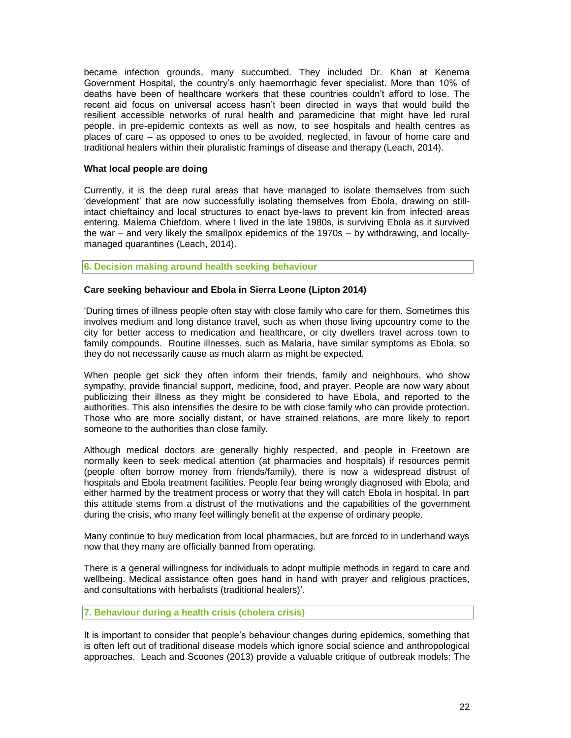became infection grounds, many succumbed. They included Dr. Khan at Kenema Government Hospital, the country's only haemorrhagic fever specialist. More than 10% of deaths have been of healthcare workers that these countries couldn't afford to lose. The recent aid focus on universal access hasn't been directed in ways that would build the resilient accessible networks of rural health and paramedicine that might have led rural people, in pre-epidemic contexts as well as now, to see hospitals and health centres as places of care – as opposed to ones to be avoided, neglected, in favour of home care and traditional healers within their pluralistic framings of disease and therapy (Leach, 2014).

**What local people are doing**

Currently, it is the deep rural areas that have managed to isolate themselves from such 'development' that are now successfully isolating themselves from Ebola, drawing on still-intact chieftaincy and local structures to enact bye-laws to prevent kin from infected areas entering. Malema Chiefdom, where I lived in the late 1980s, is surviving Ebola as it survived the war – and very likely the smallpox epidemics of the 1970s – by withdrawing, and locally-managed quarantines (Leach, 2014).

## 6. Decision making around health seeking behaviour

**Care seeking behaviour and Ebola in Sierra Leone (Lipton 2014)**

'During times of illness people often stay with close family who care for them. Sometimes this involves medium and long distance travel, such as when those living upcountry come to the city for better access to medication and healthcare, or city dwellers travel across town to family compounds. Routine illnesses, such as Malaria, have similar symptoms as Ebola, so they do not necessarily cause as much alarm as might be expected.

When people get sick they often inform their friends, family and neighbours, who show sympathy, provide financial support, medicine, food, and prayer. People are now wary about publicizing their illness as they might be considered to have Ebola, and reported to the authorities. This also intensifies the desire to be with close family who can provide protection. Those who are more socially distant, or have strained relations, are more likely to report someone to the authorities than close family.

Although medical doctors are generally highly respected, and people in Freetown are normally keen to seek medical attention (at pharmacies and hospitals) if resources permit (people often borrow money from friends/family), there is now a widespread distrust of hospitals and Ebola treatment facilities. People fear being wrongly diagnosed with Ebola, and either harmed by the treatment process or worry that they will catch Ebola in hospital. In part this attitude stems from a distrust of the motivations and the capabilities of the government during the crisis, who many feel willingly benefit at the expense of ordinary people.

Many continue to buy medication from local pharmacies, but are forced to in underhand ways now that they many are officially banned from operating.

There is a general willingness for individuals to adopt multiple methods in regard to care and wellbeing. Medical assistance often goes hand in hand with prayer and religious practices, and consultations with herbalists (traditional healers)'.

## 7. Behaviour during a health crisis (cholera crisis)

It is important to consider that people's behaviour changes during epidemics, something that is often left out of traditional disease models which ignore social science and anthropological approaches. Leach and Scoones (2013) provide a valuable critique of outbreak models: The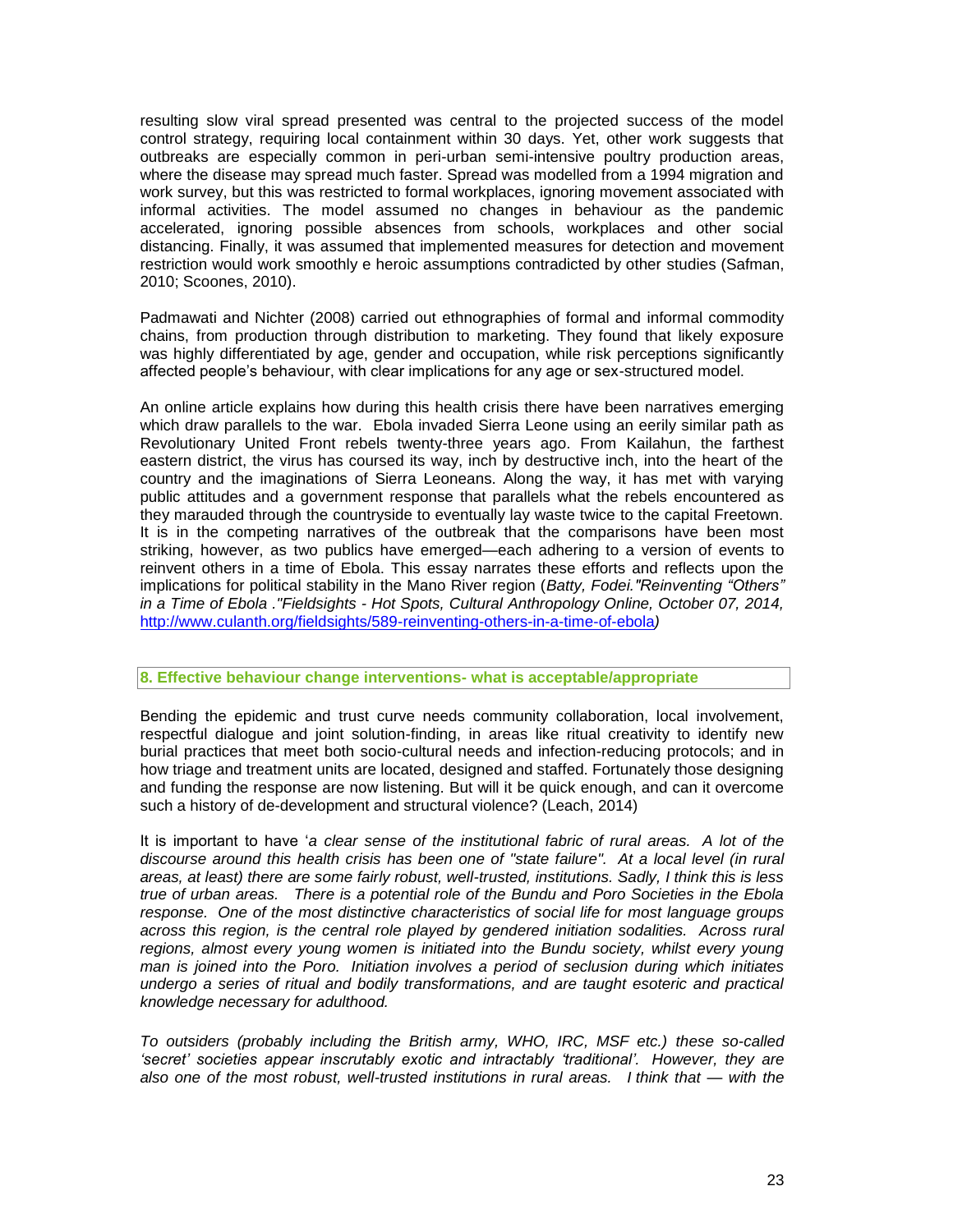resulting slow viral spread presented was central to the projected success of the model control strategy, requiring local containment within 30 days. Yet, other work suggests that outbreaks are especially common in peri-urban semi-intensive poultry production areas, where the disease may spread much faster. Spread was modelled from a 1994 migration and work survey, but this was restricted to formal workplaces, ignoring movement associated with informal activities. The model assumed no changes in behaviour as the pandemic accelerated, ignoring possible absences from schools, workplaces and other social distancing. Finally, it was assumed that implemented measures for detection and movement restriction would work smoothly e heroic assumptions contradicted by other studies (Safman, 2010; Scoones, 2010).

Padmawati and Nichter (2008) carried out ethnographies of formal and informal commodity chains, from production through distribution to marketing. They found that likely exposure was highly differentiated by age, gender and occupation, while risk perceptions significantly affected people's behaviour, with clear implications for any age or sex-structured model.

An online article explains how during this health crisis there have been narratives emerging which draw parallels to the war. Ebola invaded Sierra Leone using an eerily similar path as Revolutionary United Front rebels twenty-three years ago. From Kailahun, the farthest eastern district, the virus has coursed its way, inch by destructive inch, into the heart of the country and the imaginations of Sierra Leoneans. Along the way, it has met with varying public attitudes and a government response that parallels what the rebels encountered as they marauded through the countryside to eventually lay waste twice to the capital Freetown. It is in the competing narratives of the outbreak that the comparisons have been most striking, however, as two publics have emerged—each adhering to a version of events to reinvent others in a time of Ebola. This essay narrates these efforts and reflects upon the implications for political stability in the Mano River region (*Batty, Fodei."Reinventing "Others" in a Time of Ebola ."Fieldsights - Hot Spots, Cultural Anthropology Online, October 07, 2014,* http://www.culanth.org/fieldsights/589-reinventing-others-in-a-time-of-ebola*)*

## 8. Effective behaviour change interventions- what is acceptable/appropriate

Bending the epidemic and trust curve needs community collaboration, local involvement, respectful dialogue and joint solution-finding, in areas like ritual creativity to identify new burial practices that meet both socio-cultural needs and infection-reducing protocols; and in how triage and treatment units are located, designed and staffed. Fortunately those designing and funding the response are now listening. But will it be quick enough, and can it overcome such a history of de-development and structural violence? (Leach, 2014)

It is important to have '*a clear sense of the institutional fabric of rural areas. A lot of the discourse around this health crisis has been one of "state failure". At a local level (in rural areas, at least) there are some fairly robust, well-trusted, institutions. Sadly, I think this is less true of urban areas. There is a potential role of the Bundu and Poro Societies in the Ebola response. One of the most distinctive characteristics of social life for most language groups across this region, is the central role played by gendered initiation sodalities. Across rural regions, almost every young women is initiated into the Bundu society, whilst every young man is joined into the Poro. Initiation involves a period of seclusion during which initiates undergo a series of ritual and bodily transformations, and are taught esoteric and practical knowledge necessary for adulthood.*

*To outsiders (probably including the British army, WHO, IRC, MSF etc.) these so-called 'secret' societies appear inscrutably exotic and intractably 'traditional'. However, they are also one of the most robust, well-trusted institutions in rural areas. I think that — with the*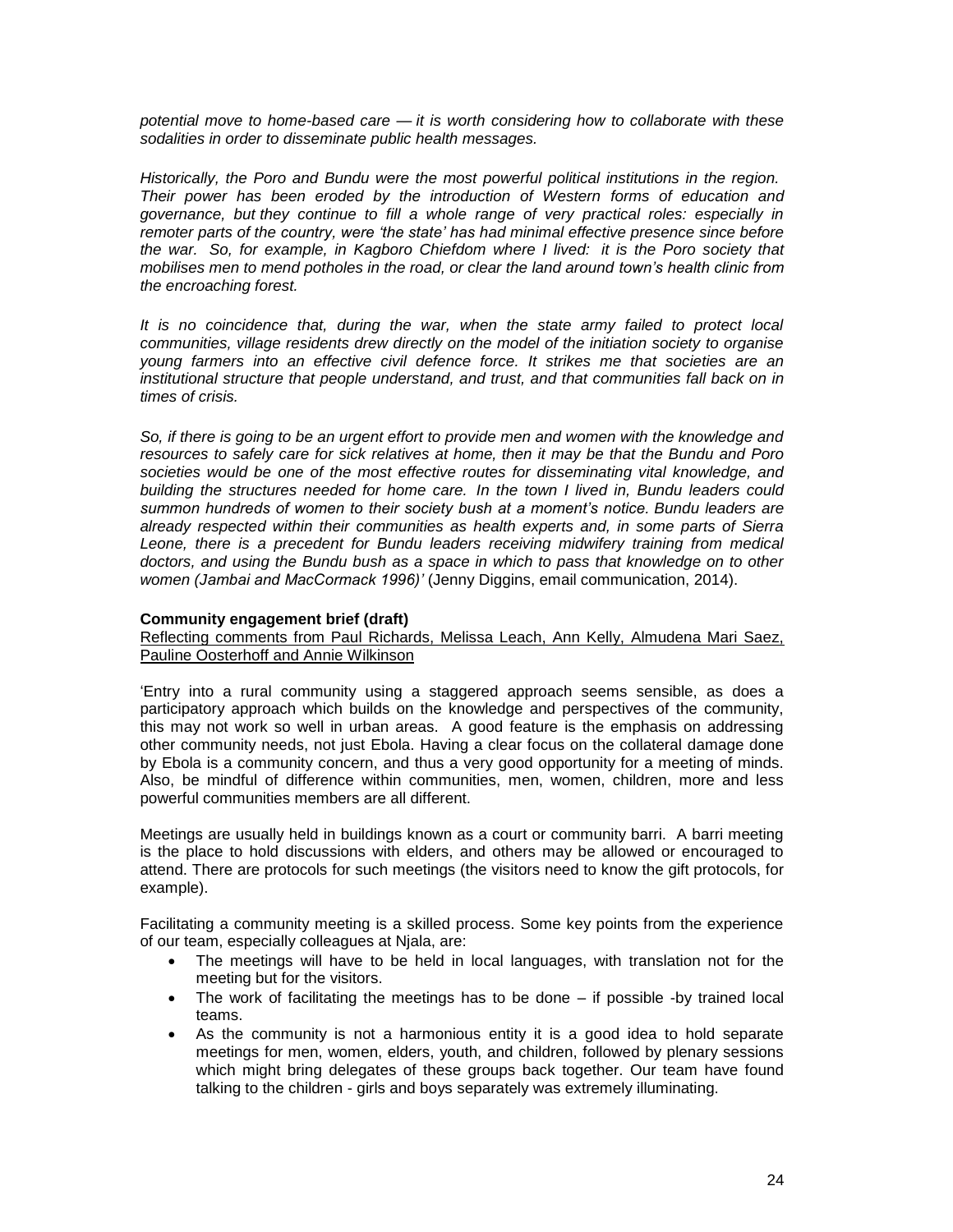*potential move to home-based care — it is worth considering how to collaborate with these sodalities in order to disseminate public health messages.*

*Historically, the Poro and Bundu were the most powerful political institutions in the region. Their power has been eroded by the introduction of Western forms of education and governance, but they continue to fill a whole range of very practical roles: especially in remoter parts of the country, were 'the state' has had minimal effective presence since before the war. So, for example, in Kagboro Chiefdom where I lived: it is the Poro society that mobilises men to mend potholes in the road, or clear the land around town's health clinic from the encroaching forest.*

*It is no coincidence that, during the war, when the state army failed to protect local communities, village residents drew directly on the model of the initiation society to organise young farmers into an effective civil defence force. It strikes me that societies are an institutional structure that people understand, and trust, and that communities fall back on in times of crisis.*

*So, if there is going to be an urgent effort to provide men and women with the knowledge and resources to safely care for sick relatives at home, then it may be that the Bundu and Poro societies would be one of the most effective routes for disseminating vital knowledge, and building the structures needed for home care. In the town I lived in, Bundu leaders could summon hundreds of women to their society bush at a moment's notice. Bundu leaders are already respected within their communities as health experts and, in some parts of Sierra Leone, there is a precedent for Bundu leaders receiving midwifery training from medical doctors, and using the Bundu bush as a space in which to pass that knowledge on to other women (Jambai and MacCormack 1996)'* (Jenny Diggins, email communication, 2014).

**Community engagement brief (draft)**

Reflecting comments from Paul Richards, Melissa Leach, Ann Kelly, Almudena Mari Saez, Pauline Oosterhoff and Annie Wilkinson

'Entry into a rural community using a staggered approach seems sensible, as does a participatory approach which builds on the knowledge and perspectives of the community, this may not work so well in urban areas. A good feature is the emphasis on addressing other community needs, not just Ebola. Having a clear focus on the collateral damage done by Ebola is a community concern, and thus a very good opportunity for a meeting of minds. Also, be mindful of difference within communities, men, women, children, more and less powerful communities members are all different.

Meetings are usually held in buildings known as a court or community barri. A barri meeting is the place to hold discussions with elders, and others may be allowed or encouraged to attend. There are protocols for such meetings (the visitors need to know the gift protocols, for example).

Facilitating a community meeting is a skilled process. Some key points from the experience of our team, especially colleagues at Njala, are:

- The meetings will have to be held in local languages, with translation not for the meeting but for the visitors.
- The work of facilitating the meetings has to be done – if possible -by trained local teams.
- As the community is not a harmonious entity it is a good idea to hold separate meetings for men, women, elders, youth, and children, followed by plenary sessions which might bring delegates of these groups back together. Our team have found talking to the children - girls and boys separately was extremely illuminating.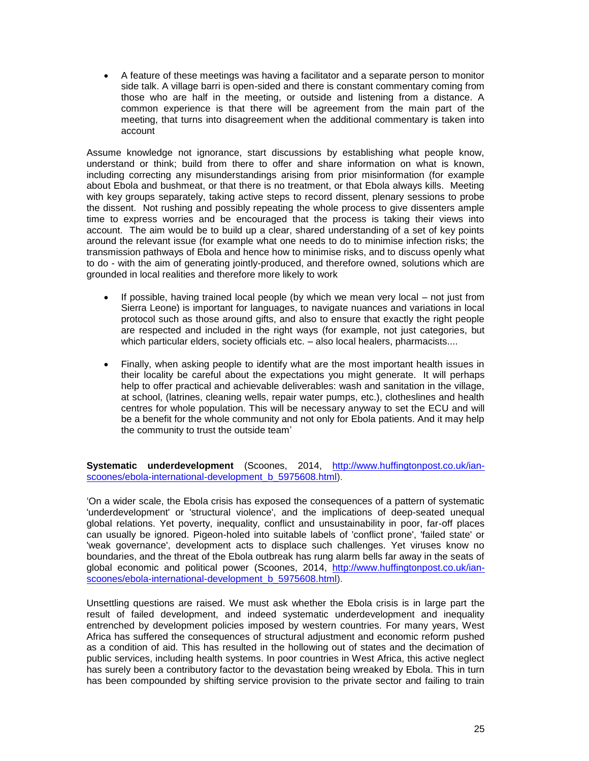- A feature of these meetings was having a facilitator and a separate person to monitor side talk. A village barri is open-sided and there is constant commentary coming from those who are half in the meeting, or outside and listening from a distance. A common experience is that there will be agreement from the main part of the meeting, that turns into disagreement when the additional commentary is taken into account

Assume knowledge not ignorance, start discussions by establishing what people know, understand or think; build from there to offer and share information on what is known, including correcting any misunderstandings arising from prior misinformation (for example about Ebola and bushmeat, or that there is no treatment, or that Ebola always kills. Meeting with key groups separately, taking active steps to record dissent, plenary sessions to probe the dissent. Not rushing and possibly repeating the whole process to give dissenters ample time to express worries and be encouraged that the process is taking their views into account. The aim would be to build up a clear, shared understanding of a set of key points around the relevant issue (for example what one needs to do to minimise infection risks; the transmission pathways of Ebola and hence how to minimise risks, and to discuss openly what to do - with the aim of generating jointly-produced, and therefore owned, solutions which are grounded in local realities and therefore more likely to work

- If possible, having trained local people (by which we mean very local – not just from Sierra Leone) is important for languages, to navigate nuances and variations in local protocol such as those around gifts, and also to ensure that exactly the right people are respected and included in the right ways (for example, not just categories, but which particular elders, society officials etc. – also local healers, pharmacists....

- Finally, when asking people to identify what are the most important health issues in their locality be careful about the expectations you might generate. It will perhaps help to offer practical and achievable deliverables: wash and sanitation in the village, at school, (latrines, cleaning wells, repair water pumps, etc.), clotheslines and health centres for whole population. This will be necessary anyway to set the ECU and will be a benefit for the whole community and not only for Ebola patients. And it may help the community to trust the outside team'

**Systematic underdevelopment** (Scoones, 2014, [http://www.huffingtonpost.co.uk/ian-scoones/ebola-international-development_b_5975608.html](http://www.huffingtonpost.co.uk/ian-scoones/ebola-international-development_b_5975608.html)).

'On a wider scale, the Ebola crisis has exposed the consequences of a pattern of systematic 'underdevelopment' or 'structural violence', and the implications of deep-seated unequal global relations. Yet poverty, inequality, conflict and unsustainability in poor, far-off places can usually be ignored. Pigeon-holed into suitable labels of 'conflict prone', 'failed state' or 'weak governance', development acts to displace such challenges. Yet viruses know no boundaries, and the threat of the Ebola outbreak has rung alarm bells far away in the seats of global economic and political power (Scoones, 2014, [http://www.huffingtonpost.co.uk/ian-scoones/ebola-international-development_b_5975608.html](http://www.huffingtonpost.co.uk/ian-scoones/ebola-international-development_b_5975608.html)).

Unsettling questions are raised. We must ask whether the Ebola crisis is in large part the result of failed development, and indeed systematic underdevelopment and inequality entrenched by development policies imposed by western countries. For many years, West Africa has suffered the consequences of structural adjustment and economic reform pushed as a condition of aid. This has resulted in the hollowing out of states and the decimation of public services, including health systems. In poor countries in West Africa, this active neglect has surely been a contributory factor to the devastation being wreaked by Ebola. This in turn has been compounded by shifting service provision to the private sector and failing to train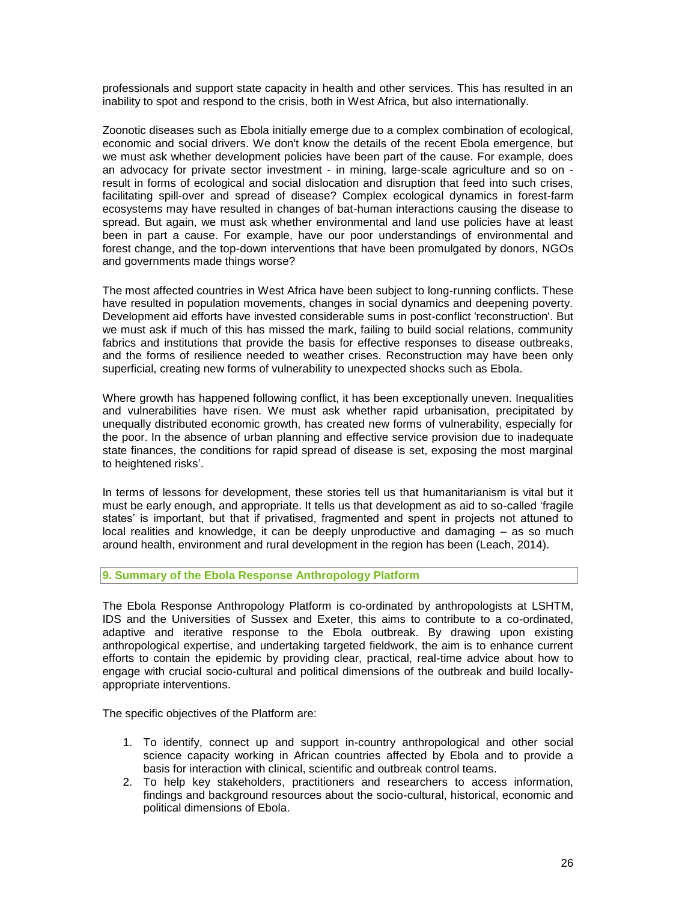professionals and support state capacity in health and other services. This has resulted in an inability to spot and respond to the crisis, both in West Africa, but also internationally.

Zoonotic diseases such as Ebola initially emerge due to a complex combination of ecological, economic and social drivers. We don't know the details of the recent Ebola emergence, but we must ask whether development policies have been part of the cause. For example, does an advocacy for private sector investment - in mining, large-scale agriculture and so on - result in forms of ecological and social dislocation and disruption that feed into such crises, facilitating spill-over and spread of disease? Complex ecological dynamics in forest-farm ecosystems may have resulted in changes of bat-human interactions causing the disease to spread. But again, we must ask whether environmental and land use policies have at least been in part a cause. For example, have our poor understandings of environmental and forest change, and the top-down interventions that have been promulgated by donors, NGOs and governments made things worse?

The most affected countries in West Africa have been subject to long-running conflicts. These have resulted in population movements, changes in social dynamics and deepening poverty. Development aid efforts have invested considerable sums in post-conflict 'reconstruction'. But we must ask if much of this has missed the mark, failing to build social relations, community fabrics and institutions that provide the basis for effective responses to disease outbreaks, and the forms of resilience needed to weather crises. Reconstruction may have been only superficial, creating new forms of vulnerability to unexpected shocks such as Ebola.

Where growth has happened following conflict, it has been exceptionally uneven. Inequalities and vulnerabilities have risen. We must ask whether rapid urbanisation, precipitated by unequally distributed economic growth, has created new forms of vulnerability, especially for the poor. In the absence of urban planning and effective service provision due to inadequate state finances, the conditions for rapid spread of disease is set, exposing the most marginal to heightened risks'.

In terms of lessons for development, these stories tell us that humanitarianism is vital but it must be early enough, and appropriate. It tells us that development as aid to so-called 'fragile states' is important, but that if privatised, fragmented and spent in projects not attuned to local realities and knowledge, it can be deeply unproductive and damaging – as so much around health, environment and rural development in the region has been (Leach, 2014).

## 9. Summary of the Ebola Response Anthropology Platform

The Ebola Response Anthropology Platform is co-ordinated by anthropologists at LSHTM, IDS and the Universities of Sussex and Exeter, this aims to contribute to a co-ordinated, adaptive and iterative response to the Ebola outbreak. By drawing upon existing anthropological expertise, and undertaking targeted fieldwork, the aim is to enhance current efforts to contain the epidemic by providing clear, practical, real-time advice about how to engage with crucial socio-cultural and political dimensions of the outbreak and build locally-appropriate interventions.

The specific objectives of the Platform are:

1. To identify, connect up and support in-country anthropological and other social science capacity working in African countries affected by Ebola and to provide a basis for interaction with clinical, scientific and outbreak control teams.
2. To help key stakeholders, practitioners and researchers to access information, findings and background resources about the socio-cultural, historical, economic and political dimensions of Ebola.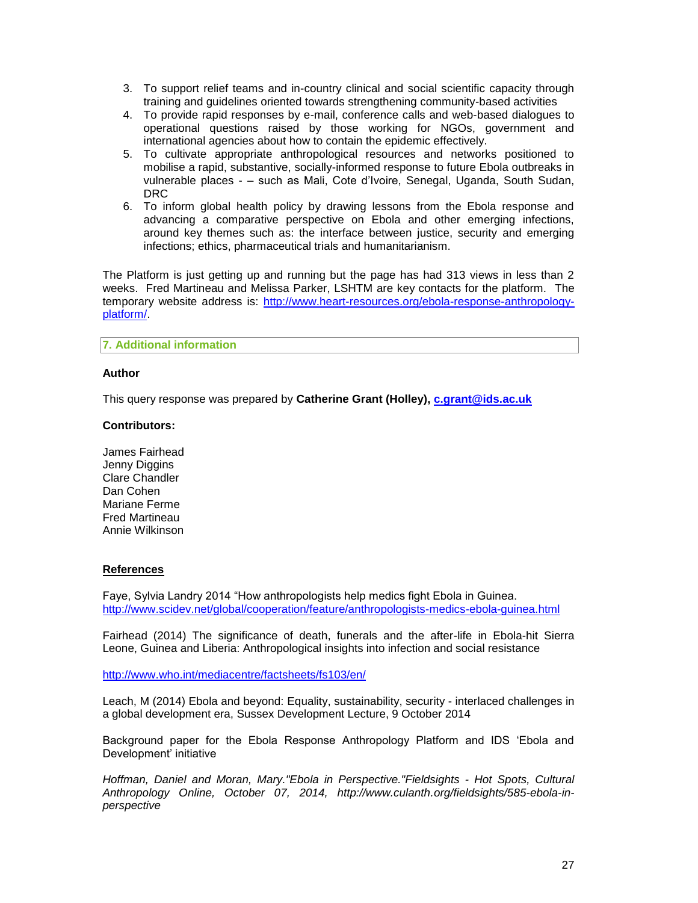3. To support relief teams and in-country clinical and social scientific capacity through training and guidelines oriented towards strengthening community-based activities
4. To provide rapid responses by e-mail, conference calls and web-based dialogues to operational questions raised by those working for NGOs, government and international agencies about how to contain the epidemic effectively.
5. To cultivate appropriate anthropological resources and networks positioned to mobilise a rapid, substantive, socially-informed response to future Ebola outbreaks in vulnerable places - – such as Mali, Cote d'Ivoire, Senegal, Uganda, South Sudan, DRC
6. To inform global health policy by drawing lessons from the Ebola response and advancing a comparative perspective on Ebola and other emerging infections, around key themes such as: the interface between justice, security and emerging infections; ethics, pharmaceutical trials and humanitarianism.

The Platform is just getting up and running but the page has had 313 views in less than 2 weeks. Fred Martineau and Melissa Parker, LSHTM are key contacts for the platform. The temporary website address is: http://www.heart-resources.org/ebola-response-anthropology-platform/.

## 7. Additional information

**Author**

This query response was prepared by **Catherine Grant (Holley), c.grant@ids.ac.uk**

**Contributors:**

James Fairhead
Jenny Diggins
Clare Chandler
Dan Cohen
Mariane Ferme
Fred Martineau
Annie Wilkinson

**References**

Faye, Sylvia Landry 2014 "How anthropologists help medics fight Ebola in Guinea. http://www.scidev.net/global/cooperation/feature/anthropologists-medics-ebola-guinea.html

Fairhead (2014) The significance of death, funerals and the after-life in Ebola-hit Sierra Leone, Guinea and Liberia: Anthropological insights into infection and social resistance

http://www.who.int/mediacentre/factsheets/fs103/en/

Leach, M (2014) Ebola and beyond: Equality, sustainability, security - interlaced challenges in a global development era, Sussex Development Lecture, 9 October 2014

Background paper for the Ebola Response Anthropology Platform and IDS 'Ebola and Development' initiative

*Hoffman, Daniel and Moran, Mary."Ebola in Perspective."Fieldsights - Hot Spots, Cultural Anthropology Online, October 07, 2014, http://www.culanth.org/fieldsights/585-ebola-in-perspective*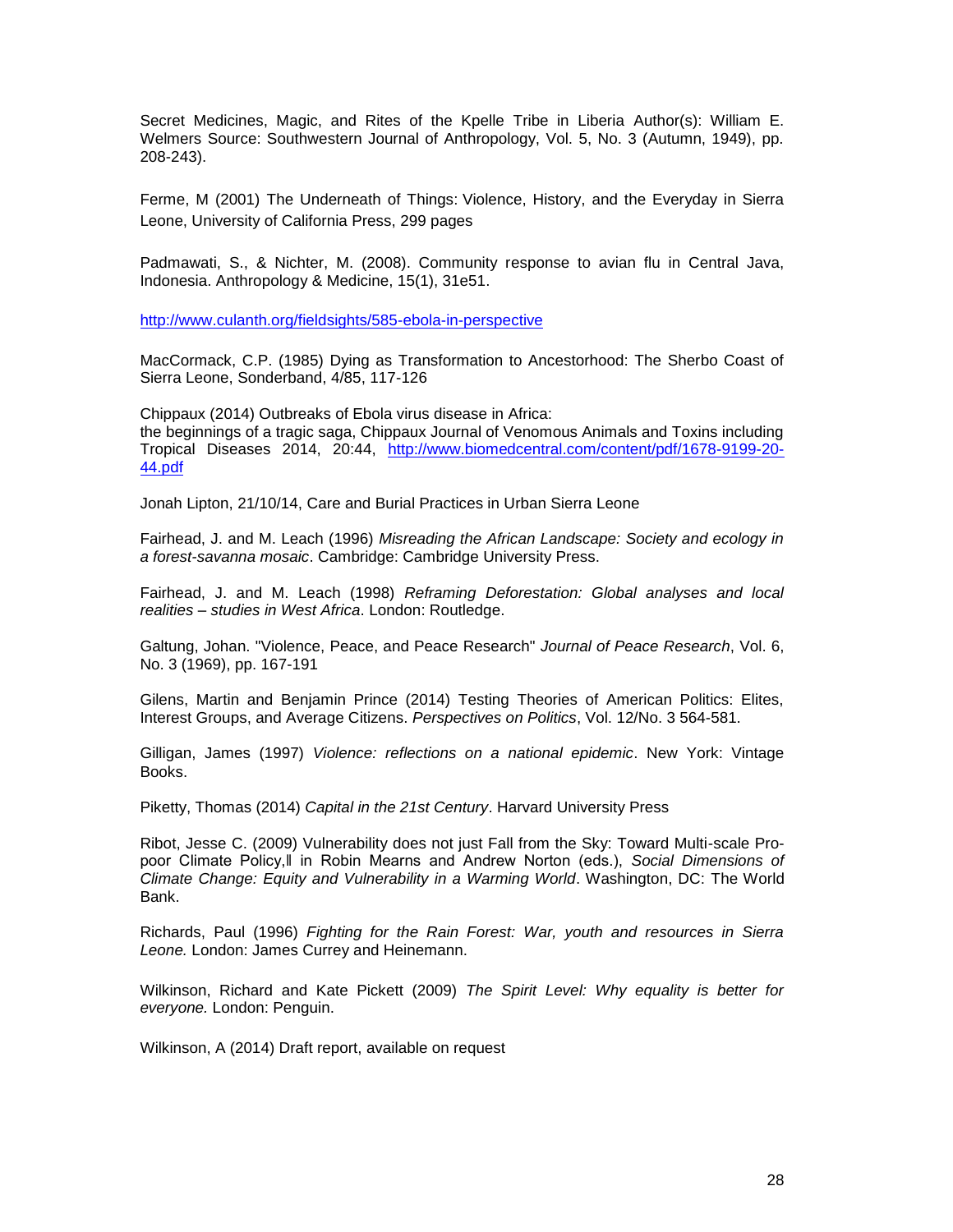Secret Medicines, Magic, and Rites of the Kpelle Tribe in Liberia Author(s): William E. Welmers Source: Southwestern Journal of Anthropology, Vol. 5, No. 3 (Autumn, 1949), pp. 208-243).

Ferme, M (2001) The Underneath of Things: Violence, History, and the Everyday in Sierra Leone, University of California Press, 299 pages

Padmawati, S., & Nichter, M. (2008). Community response to avian flu in Central Java, Indonesia. Anthropology & Medicine, 15(1), 31e51.

http://www.culanth.org/fieldsights/585-ebola-in-perspective

MacCormack, C.P. (1985) Dying as Transformation to Ancestorhood: The Sherbo Coast of Sierra Leone, Sonderband, 4/85, 117-126

Chippaux (2014) Outbreaks of Ebola virus disease in Africa:
the beginnings of a tragic saga, Chippaux Journal of Venomous Animals and Toxins including Tropical Diseases 2014, 20:44, http://www.biomedcentral.com/content/pdf/1678-9199-20-44.pdf

Jonah Lipton, 21/10/14, Care and Burial Practices in Urban Sierra Leone

Fairhead, J. and M. Leach (1996) *Misreading the African Landscape: Society and ecology in a forest-savanna mosaic*. Cambridge: Cambridge University Press.

Fairhead, J. and M. Leach (1998) *Reframing Deforestation: Global analyses and local realities – studies in West Africa*. London: Routledge.

Galtung, Johan. "Violence, Peace, and Peace Research" *Journal of Peace Research*, Vol. 6, No. 3 (1969), pp. 167-191

Gilens, Martin and Benjamin Prince (2014) Testing Theories of American Politics: Elites, Interest Groups, and Average Citizens. *Perspectives on Politics*, Vol. 12/No. 3 564-581.

Gilligan, James (1997) *Violence: reflections on a national epidemic*. New York: Vintage Books.

Piketty, Thomas (2014) *Capital in the 21st Century*. Harvard University Press

Ribot, Jesse C. (2009) Vulnerability does not just Fall from the Sky: Toward Multi-scale Pro-poor Climate Policy,‖ in Robin Mearns and Andrew Norton (eds.), *Social Dimensions of Climate Change: Equity and Vulnerability in a Warming World*. Washington, DC: The World Bank.

Richards, Paul (1996) *Fighting for the Rain Forest: War, youth and resources in Sierra Leone.* London: James Currey and Heinemann.

Wilkinson, Richard and Kate Pickett (2009) *The Spirit Level: Why equality is better for everyone.* London: Penguin.

Wilkinson, A (2014) Draft report, available on request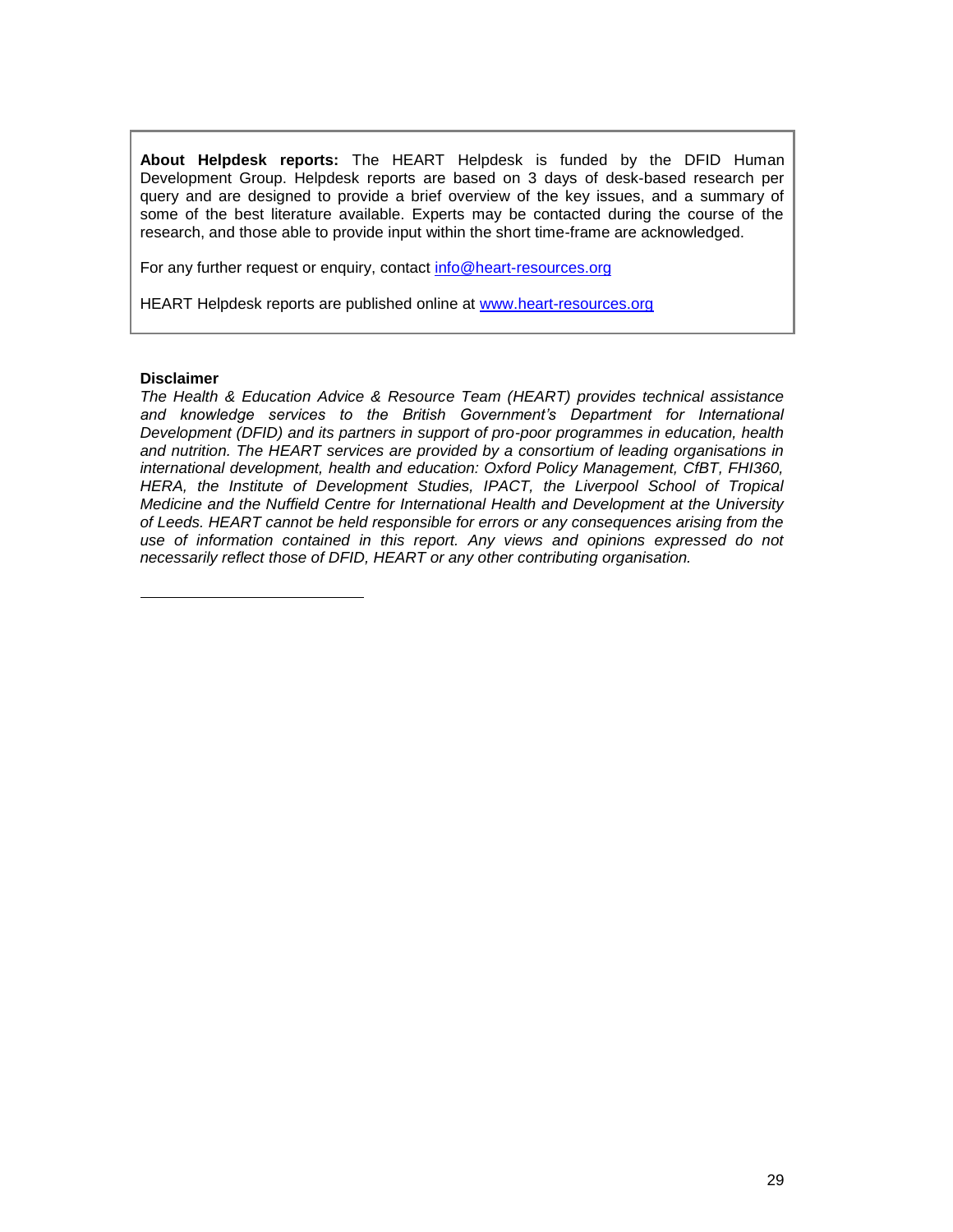**About Helpdesk reports:** The HEART Helpdesk is funded by the DFID Human Development Group. Helpdesk reports are based on 3 days of desk-based research per query and are designed to provide a brief overview of the key issues, and a summary of some of the best literature available. Experts may be contacted during the course of the research, and those able to provide input within the short time-frame are acknowledged.

For any further request or enquiry, contact info@heart-resources.org

HEART Helpdesk reports are published online at www.heart-resources.org

**Disclaimer**

*The Health & Education Advice & Resource Team (HEART) provides technical assistance and knowledge services to the British Government's Department for International Development (DFID) and its partners in support of pro-poor programmes in education, health and nutrition. The HEART services are provided by a consortium of leading organisations in international development, health and education: Oxford Policy Management, CfBT, FHI360, HERA, the Institute of Development Studies, IPACT, the Liverpool School of Tropical Medicine and the Nuffield Centre for International Health and Development at the University of Leeds. HEART cannot be held responsible for errors or any consequences arising from the use of information contained in this report. Any views and opinions expressed do not necessarily reflect those of DFID, HEART or any other contributing organisation.*